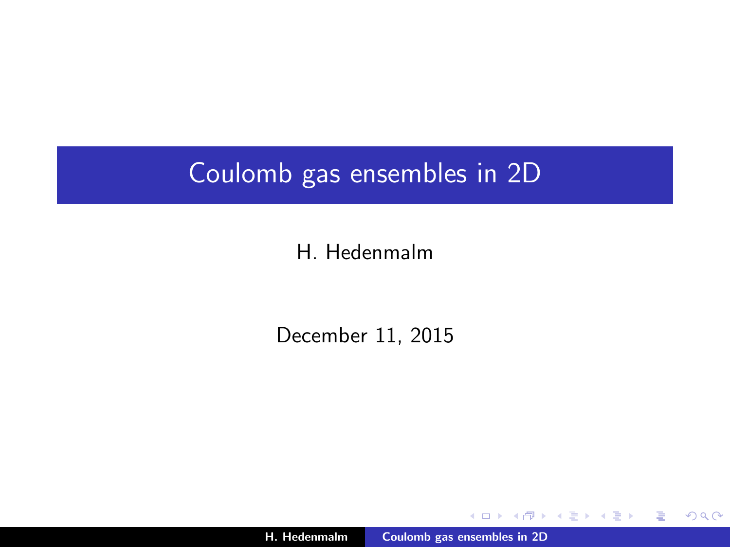# Coulomb gas ensembles in 2D

H. Hedenmalm

December 11, 2015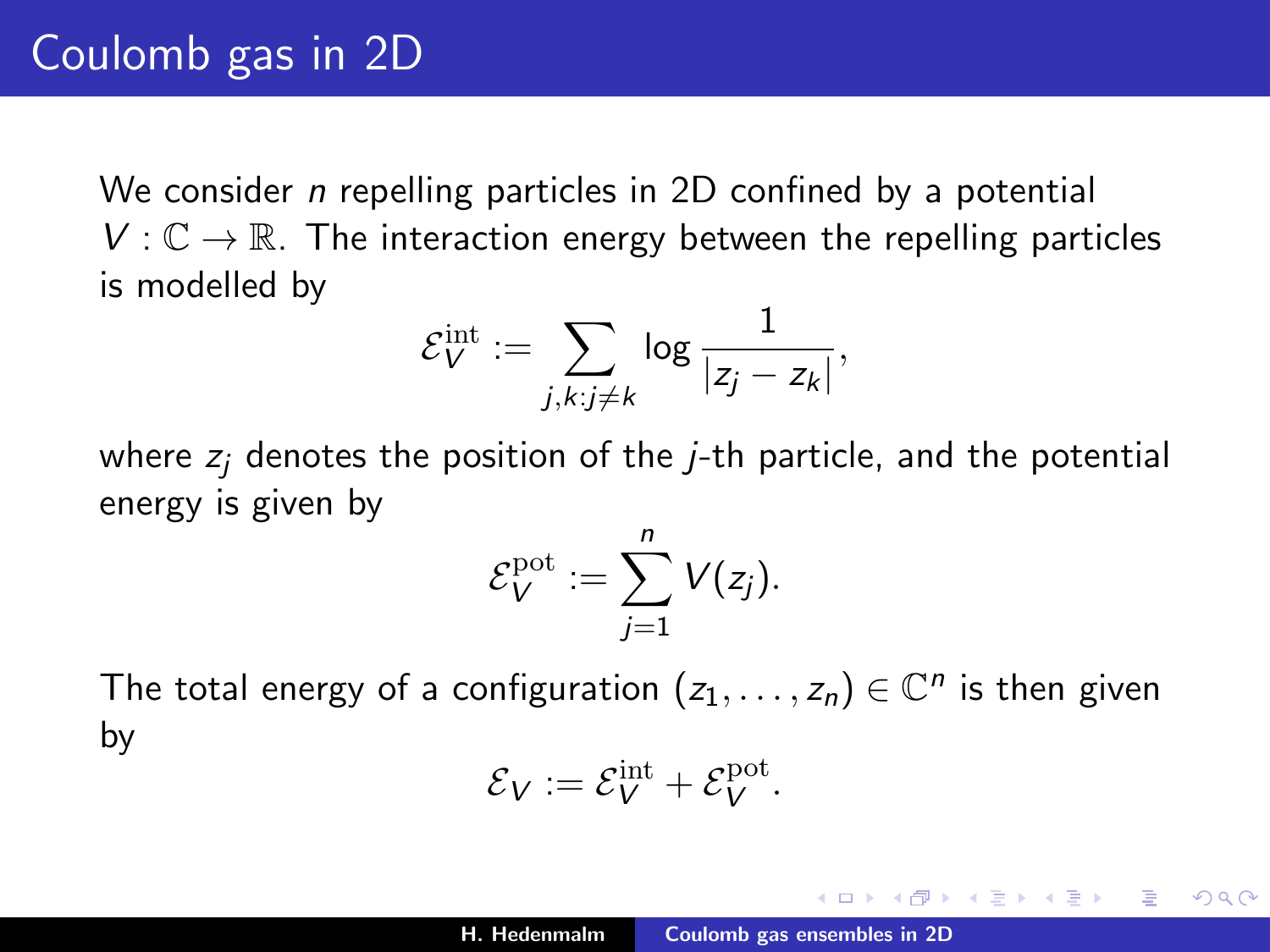# Coulomb gas in 2D

We consider $n$ repelling particles in 2D confined by a potential $V : \mathbb{C} \to \mathbb{R}$. The interaction energy between the repelling particles is modelled by

$$\mathcal{E}_V^{\mathrm{int}} := \sum_{j,k:j\neq k} \log \frac{1}{|z_j - z_k|},$$

where $z_j$ denotes the position of the $j$-th particle, and the potential energy is given by

$$\mathcal{E}_V^{\mathrm{pot}} := \sum_{j=1}^{n} V(z_j).$$

The total energy of a configuration $(z_1, \ldots, z_n) \in \mathbb{C}^n$ is then given by

$$\mathcal{E}_V := \mathcal{E}_V^{\mathrm{int}} + \mathcal{E}_V^{\mathrm{pot}}.$$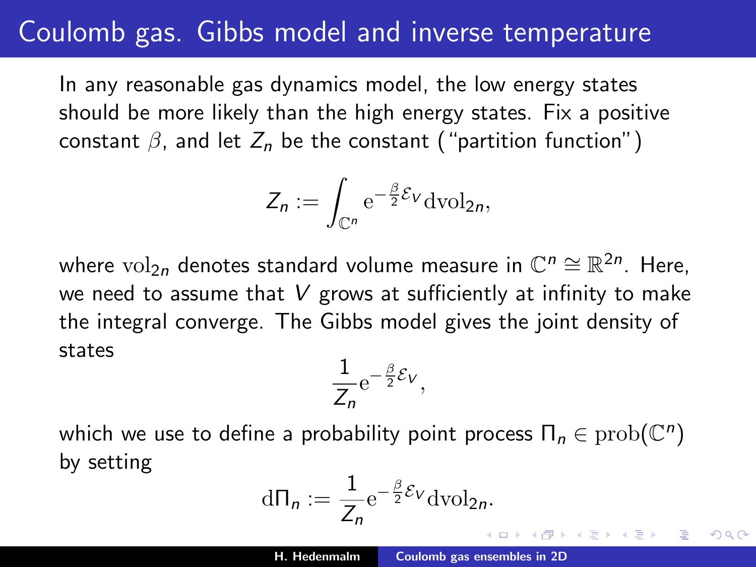# Coulomb gas. Gibbs model and inverse temperature

In any reasonable gas dynamics model, the low energy states should be more likely than the high energy states. Fix a positive constant $\beta$, and let $Z_n$ be the constant ("partition function")

$$Z_n := \int_{\mathbb{C}^n} \mathrm{e}^{-\frac{\beta}{2}\mathcal{E}_V} \mathrm{dvol}_{2n},$$

where $\mathrm{vol}_{2n}$ denotes standard volume measure in $\mathbb{C}^n \cong \mathbb{R}^{2n}$. Here, we need to assume that $V$ grows at sufficiently at infinity to make the integral converge. The Gibbs model gives the joint density of states

$$\frac{1}{Z_n}\mathrm{e}^{-\frac{\beta}{2}\mathcal{E}_V},$$

which we use to define a probability point process $\Pi_n \in \mathrm{prob}(\mathbb{C}^n)$ by setting

$$\mathrm{d}\Pi_n := \frac{1}{Z_n}\mathrm{e}^{-\frac{\beta}{2}\mathcal{E}_V} \mathrm{dvol}_{2n}.$$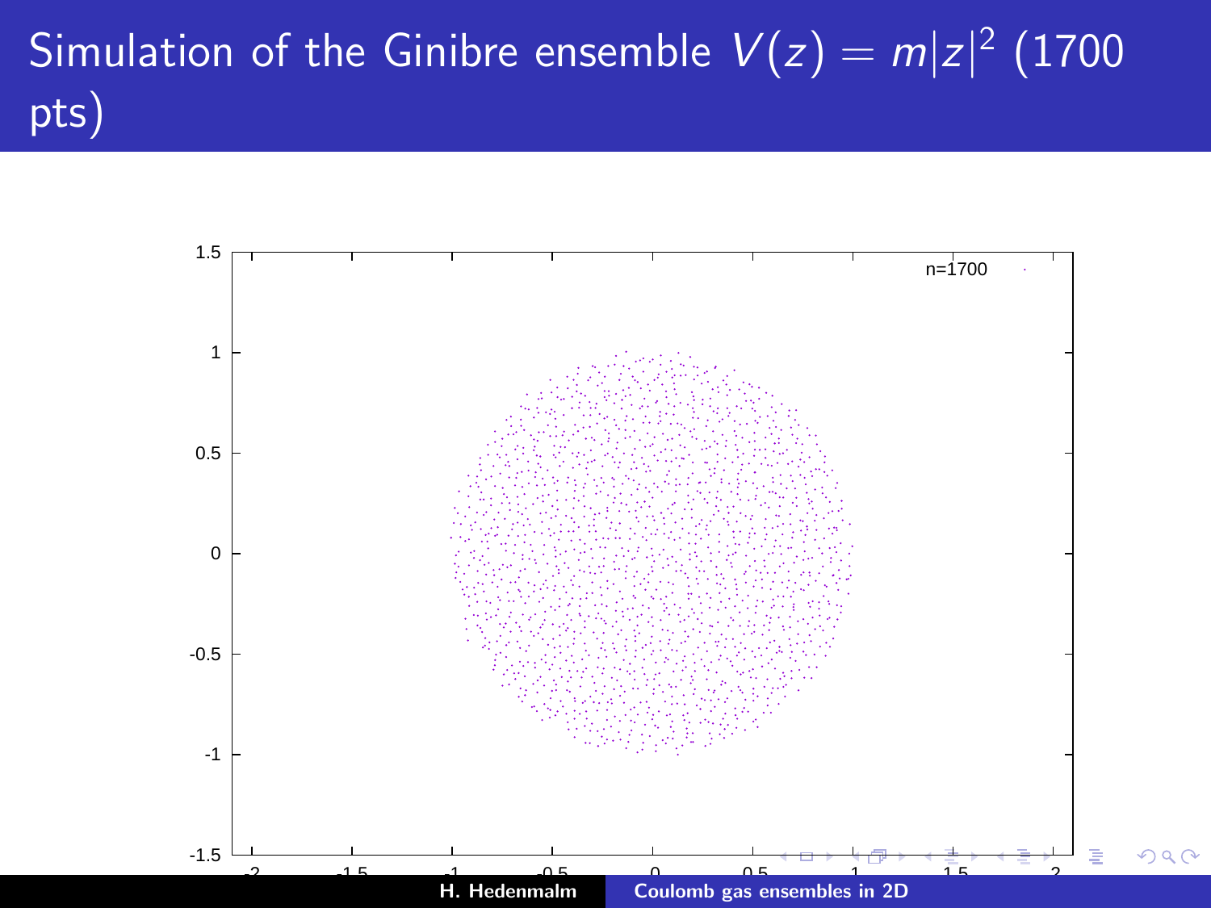# Simulation of the Ginibre ensemble $V(z) = m|z|^2$ (1700 pts)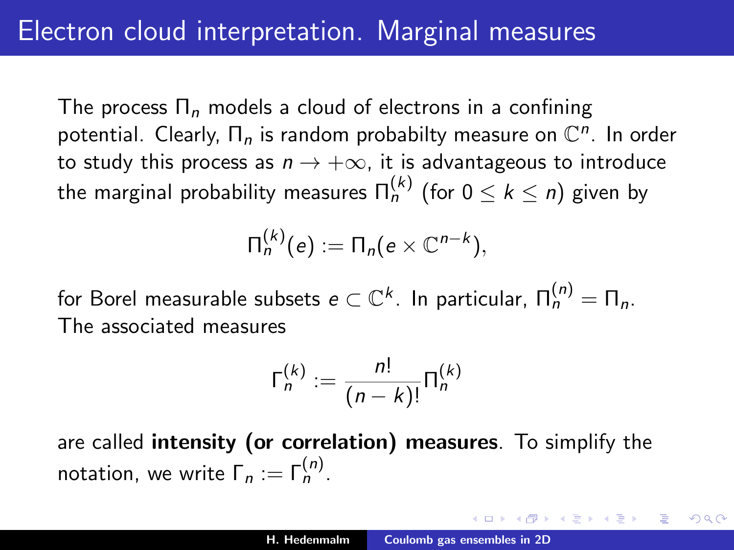# Electron cloud interpretation. Marginal measures

The process $\Pi_n$ models a cloud of electrons in a confining potential. Clearly, $\Pi_n$ is random probabilty measure on $\mathbb{C}^n$. In order to study this process as $n \to +\infty$, it is advantageous to introduce the marginal probability measures $\Pi_n^{(k)}$ (for $0 \le k \le n$) given by

$$\Pi_n^{(k)}(e) := \Pi_n(e \times \mathbb{C}^{n-k}),$$

for Borel measurable subsets $e \subset \mathbb{C}^k$. In particular, $\Pi_n^{(n)} = \Pi_n$. The associated measures

$$\Gamma_n^{(k)} := \frac{n!}{(n-k)!} \Pi_n^{(k)}$$

are called **intensity (or correlation) measures**. To simplify the notation, we write $\Gamma_n := \Gamma_n^{(n)}$.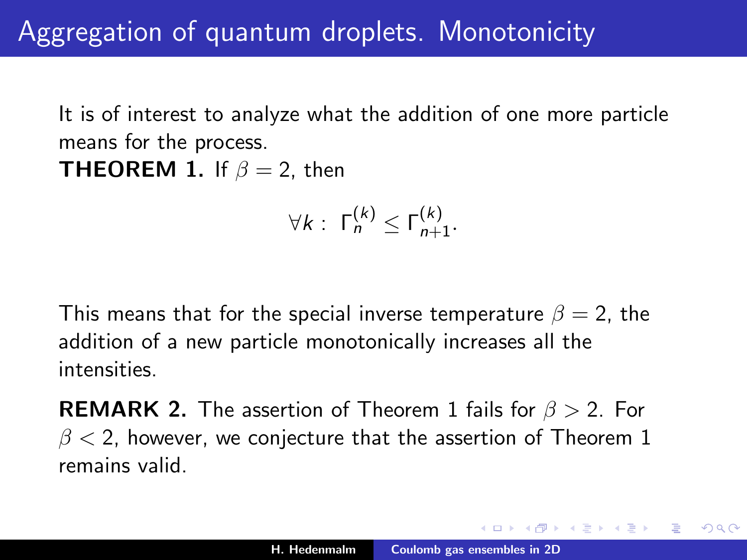# Aggregation of quantum droplets. Monotonicity

It is of interest to analyze what the addition of one more particle means for the process.

**THEOREM 1.** If $\beta = 2$, then

$$\forall k : \ \Gamma_n^{(k)} \leq \Gamma_{n+1}^{(k)}.$$

This means that for the special inverse temperature $\beta = 2$, the addition of a new particle monotonically increases all the intensities.

**REMARK 2.** The assertion of Theorem 1 fails for $\beta > 2$. For $\beta < 2$, however, we conjecture that the assertion of Theorem 1 remains valid.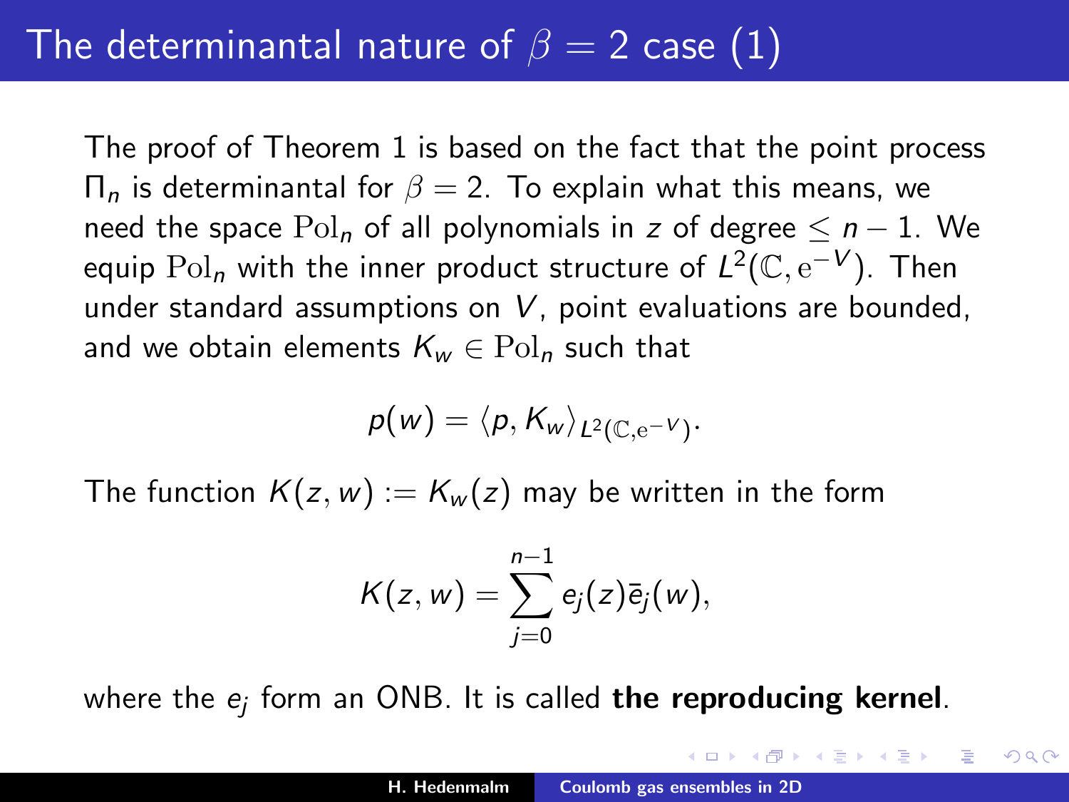# The determinantal nature of $\beta = 2$ case (1)

The proof of Theorem 1 is based on the fact that the point process $\Pi_n$ is determinantal for $\beta = 2$. To explain what this means, we need the space $\mathrm{Pol}_n$ of all polynomials in $z$ of degree $\leq n - 1$. We equip $\mathrm{Pol}_n$ with the inner product structure of $L^2(\mathbb{C}, \mathrm{e}^{-V})$. Then under standard assumptions on $V$, point evaluations are bounded, and we obtain elements $K_w \in \mathrm{Pol}_n$ such that

$$p(w) = \langle p, K_w \rangle_{L^2(\mathbb{C}, \mathrm{e}^{-V})}.$$

The function $K(z, w) := K_w(z)$ may be written in the form

$$K(z, w) = \sum_{j=0}^{n-1} e_j(z) \bar{e}_j(w),$$

where the $e_j$ form an ONB. It is called **the reproducing kernel**.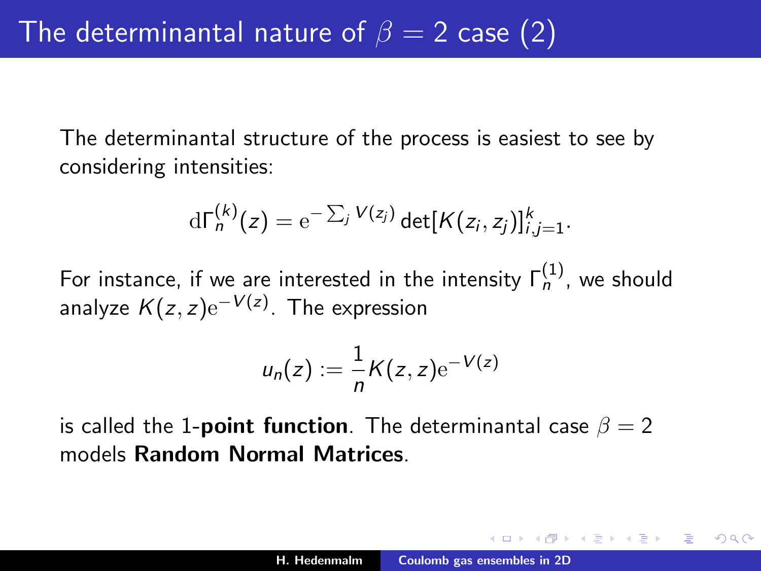# The determinantal nature of $\beta = 2$ case (2)

The determinantal structure of the process is easiest to see by considering intensities:

$$\mathrm{d}\Gamma_n^{(k)}(z) = \mathrm{e}^{-\sum_j V(z_j)} \det[K(z_i, z_j)]_{i,j=1}^k.$$

For instance, if we are interested in the intensity $\Gamma_n^{(1)}$, we should analyze $K(z,z)\mathrm{e}^{-V(z)}$. The expression

$$u_n(z) := \frac{1}{n} K(z,z)\mathrm{e}^{-V(z)}$$

is called the 1-**point function**. The determinantal case $\beta = 2$ models **Random Normal Matrices**.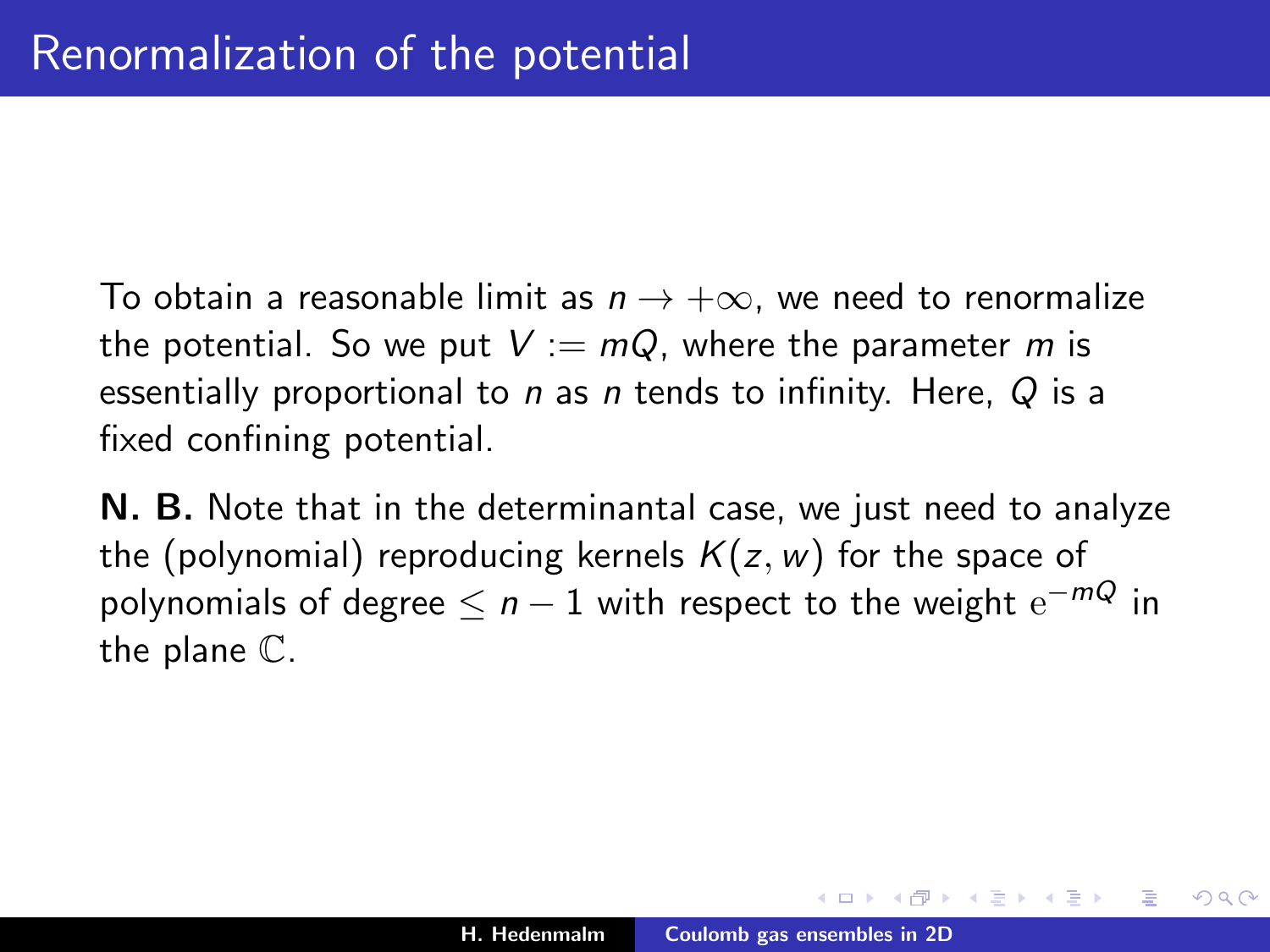# Renormalization of the potential

To obtain a reasonable limit as $n \to +\infty$, we need to renormalize the potential. So we put $V := mQ$, where the parameter $m$ is essentially proportional to $n$ as $n$ tends to infinity. Here, $Q$ is a fixed confining potential.

**N. B.** Note that in the determinantal case, we just need to analyze the (polynomial) reproducing kernels $K(z, w)$ for the space of polynomials of degree $\leq n - 1$ with respect to the weight $\mathrm{e}^{-mQ}$ in the plane $\mathbb{C}$.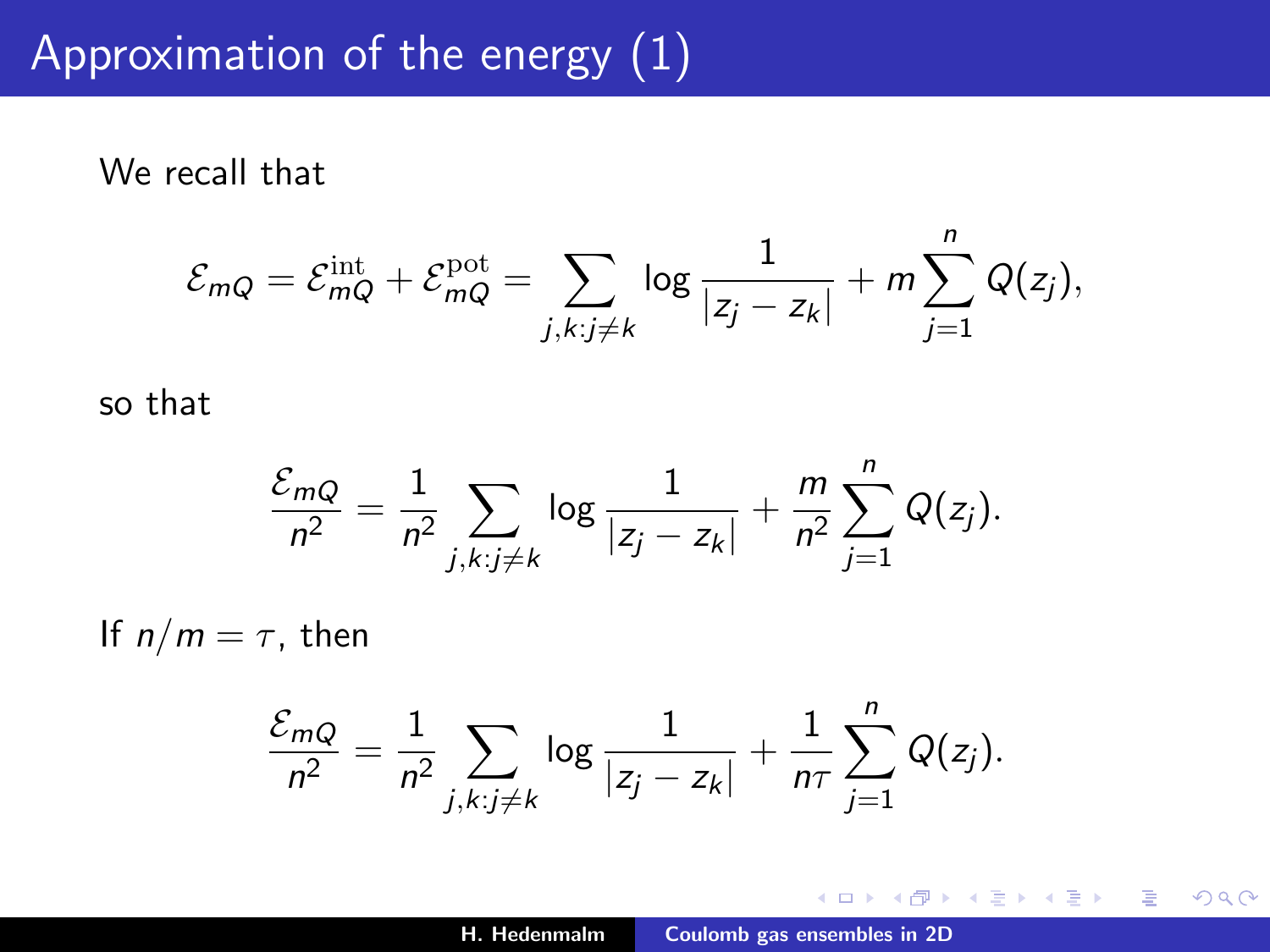# Approximation of the energy (1)

We recall that

$$\mathcal{E}_{mQ} = \mathcal{E}_{mQ}^{\mathrm{int}} + \mathcal{E}_{mQ}^{\mathrm{pot}} = \sum_{j,k:j\neq k} \log \frac{1}{|z_j - z_k|} + m \sum_{j=1}^{n} Q(z_j),$$

so that

$$\frac{\mathcal{E}_{mQ}}{n^2} = \frac{1}{n^2} \sum_{j,k:j\neq k} \log \frac{1}{|z_j - z_k|} + \frac{m}{n^2} \sum_{j=1}^{n} Q(z_j).$$

If $n/m = \tau$, then

$$\frac{\mathcal{E}_{mQ}}{n^2} = \frac{1}{n^2} \sum_{j,k:j\neq k} \log \frac{1}{|z_j - z_k|} + \frac{1}{n\tau} \sum_{j=1}^{n} Q(z_j).$$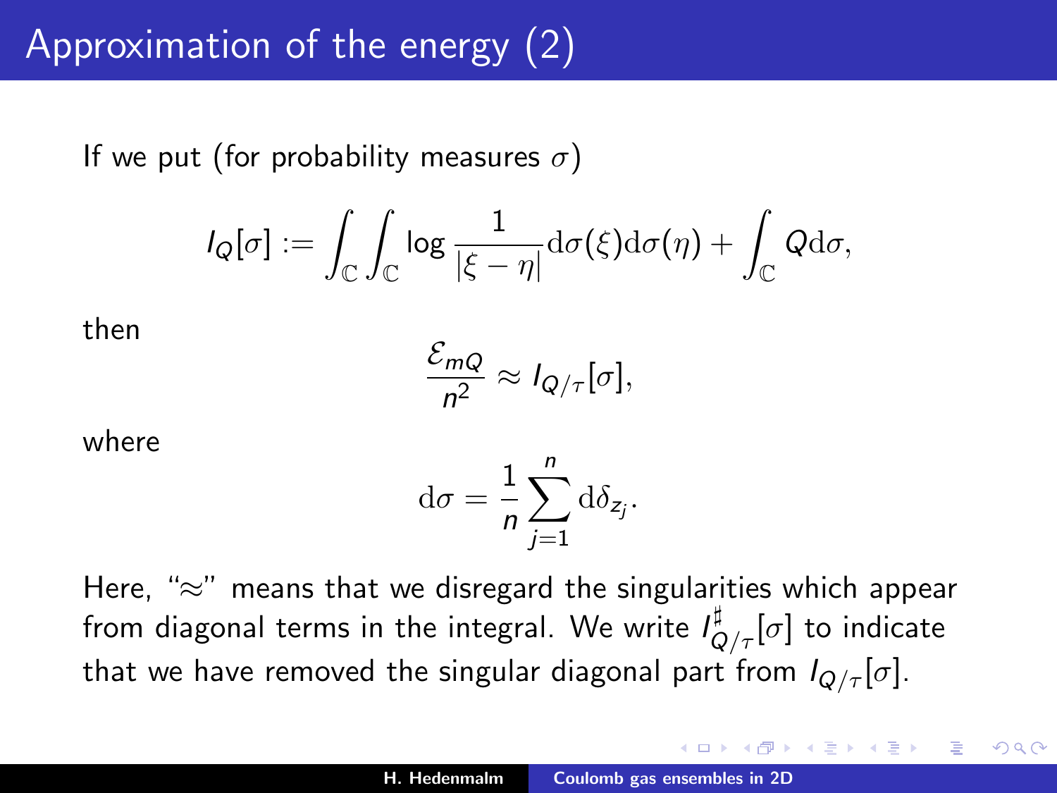# Approximation of the energy (2)

If we put (for probability measures $\sigma$)

$$I_Q[\sigma] := \int_{\mathbb{C}} \int_{\mathbb{C}} \log \frac{1}{|\xi - \eta|} \mathrm{d}\sigma(\xi) \mathrm{d}\sigma(\eta) + \int_{\mathbb{C}} Q \mathrm{d}\sigma,$$

then

$$\frac{\mathcal{E}_{mQ}}{n^2} \approx I_{Q/\tau}[\sigma],$$

where

$$\mathrm{d}\sigma = \frac{1}{n} \sum_{j=1}^{n} \mathrm{d}\delta_{z_j}.$$

Here, "$\approx$" means that we disregard the singularities which appear from diagonal terms in the integral. We write $I^{\sharp}_{Q/\tau}[\sigma]$ to indicate that we have removed the singular diagonal part from $I_{Q/\tau}[\sigma]$.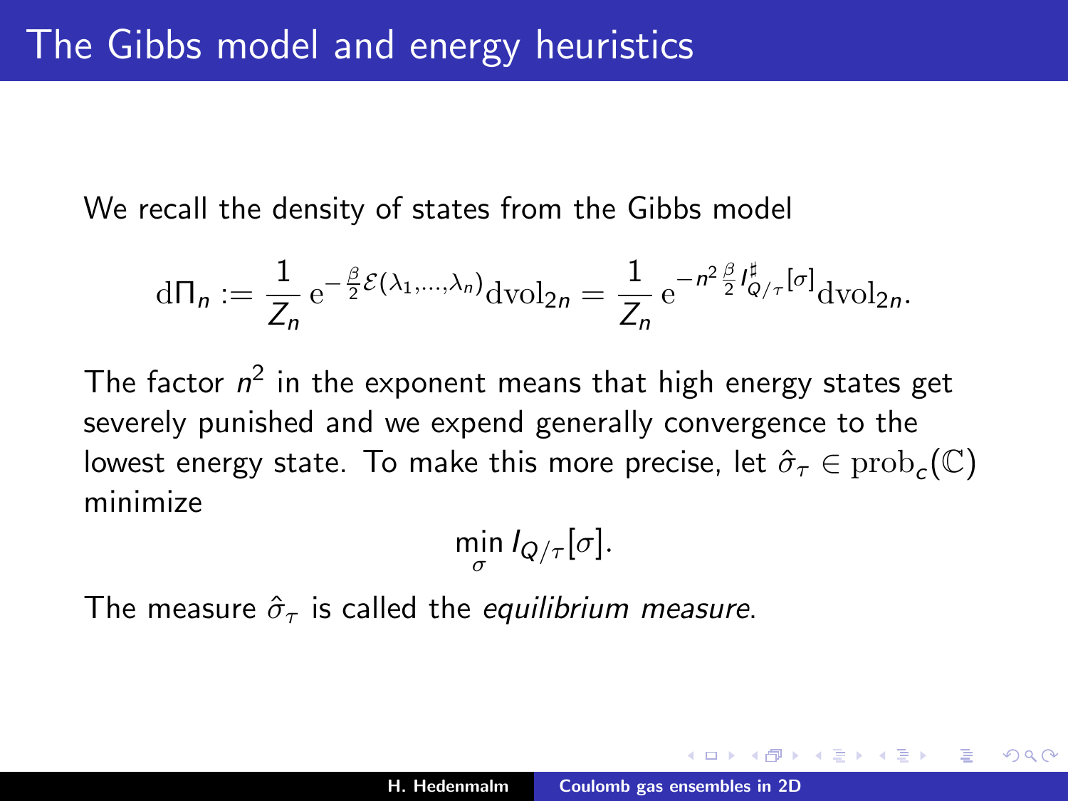# The Gibbs model and energy heuristics

We recall the density of states from the Gibbs model

$$\mathrm{d}\Pi_n := \frac{1}{Z_n}\,\mathrm{e}^{-\frac{\beta}{2}\mathcal{E}(\lambda_1,\ldots,\lambda_n)}\mathrm{dvol}_{2n} = \frac{1}{Z_n}\,\mathrm{e}^{-n^2\frac{\beta}{2}I^{\sharp}_{Q/\tau}[\sigma]}\mathrm{dvol}_{2n}.$$

The factor $n^2$ in the exponent means that high energy states get severely punished and we expend generally convergence to the lowest energy state. To make this more precise, let $\hat{\sigma}_\tau \in \mathrm{prob}_c(\mathbb{C})$ minimize

$$\min_{\sigma} I_{Q/\tau}[\sigma].$$

The measure $\hat{\sigma}_\tau$ is called the *equilibrium measure*.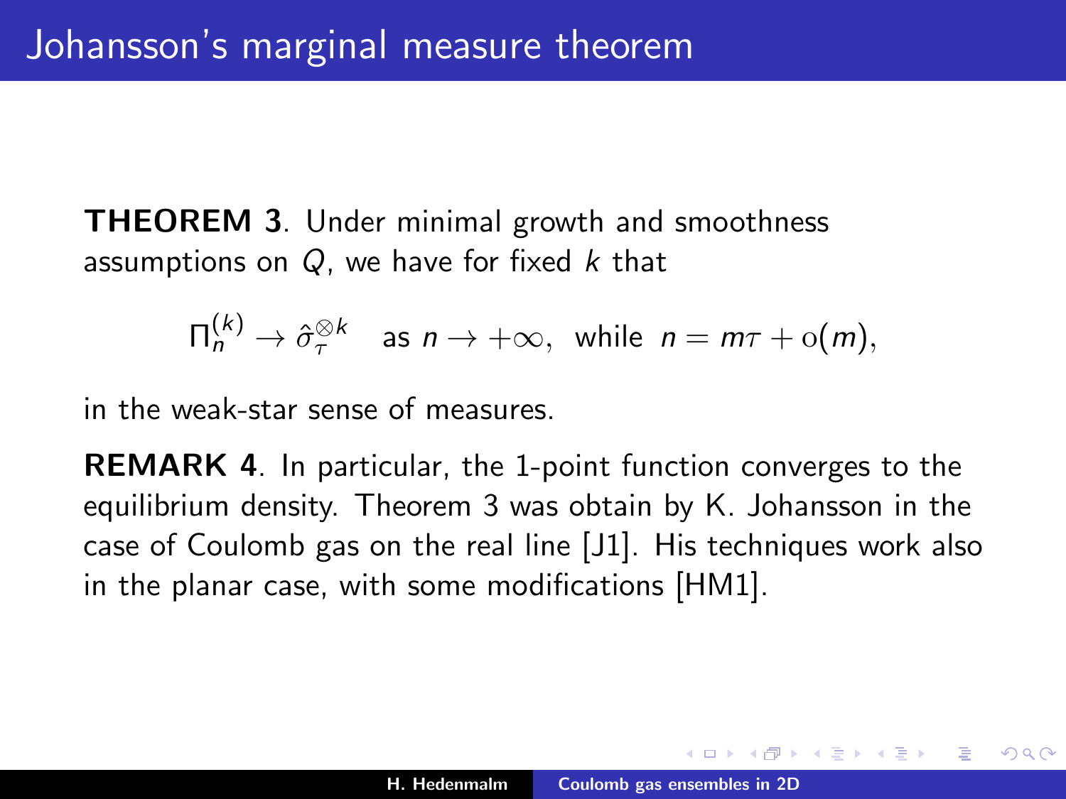# Johansson's marginal measure theorem

**THEOREM 3**. Under minimal growth and smoothness assumptions on $Q$, we have for fixed $k$ that

$$\Pi_n^{(k)} \to \hat{\sigma}_\tau^{\otimes k} \quad \text{as } n \to +\infty, \text{ while } n = m\tau + \mathrm{o}(m),$$

in the weak-star sense of measures.

**REMARK 4**. In particular, the 1-point function converges to the equilibrium density. Theorem 3 was obtain by K. Johansson in the case of Coulomb gas on the real line [J1]. His techniques work also in the planar case, with some modifications [HM1].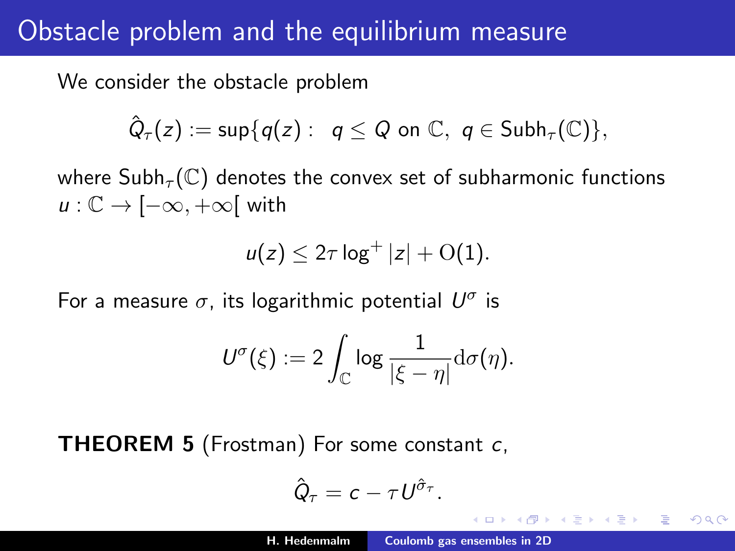# Obstacle problem and the equilibrium measure

We consider the obstacle problem

$$\hat{Q}_\tau(z) := \sup\{q(z) : \ q \le Q \text{ on } \mathbb{C}, \ q \in \mathrm{Subh}_\tau(\mathbb{C})\},$$

where $\mathrm{Subh}_\tau(\mathbb{C})$ denotes the convex set of subharmonic functions $u : \mathbb{C} \to [-\infty, +\infty[$ with

$$u(z) \le 2\tau \log^+ |z| + \mathrm{O}(1).$$

For a measure $\sigma$, its logarithmic potential $U^\sigma$ is

$$U^\sigma(\xi) := 2 \int_{\mathbb{C}} \log \frac{1}{|\xi - \eta|} \mathrm{d}\sigma(\eta).$$

**THEOREM 5** (Frostman) For some constant $c$,

$$\hat{Q}_\tau = c - \tau U^{\hat{\sigma}_\tau}.$$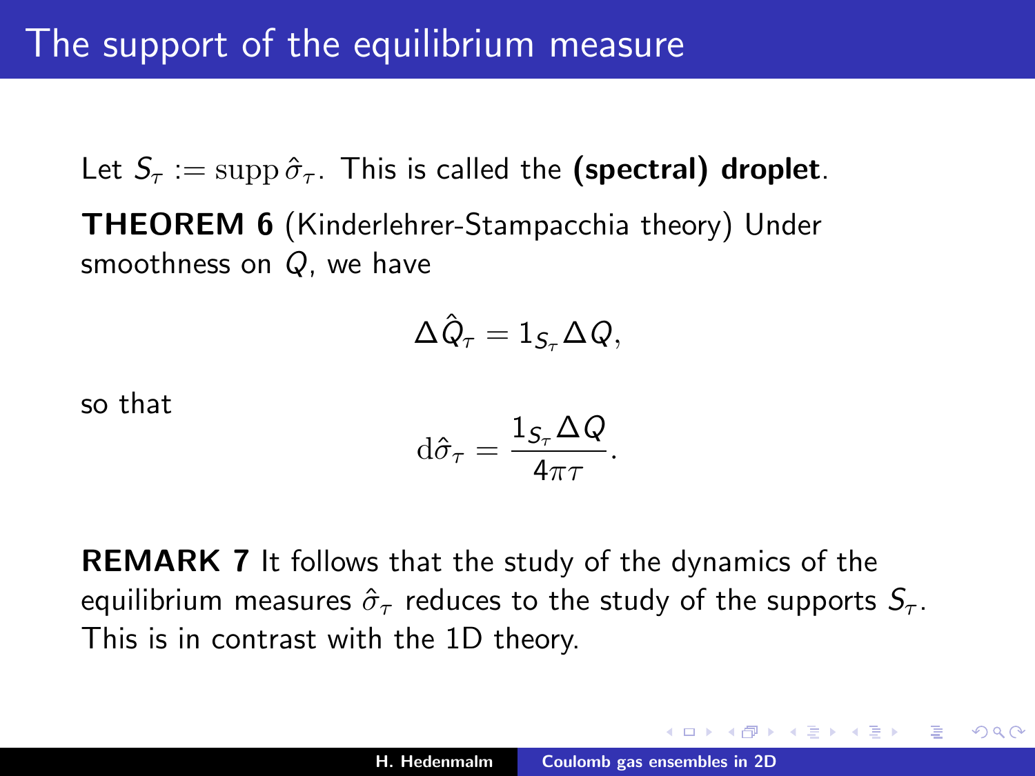# The support of the equilibrium measure

Let $S_\tau := \operatorname{supp} \hat{\sigma}_\tau$. This is called the **(spectral) droplet**.

**THEOREM 6** (Kinderlehrer-Stampacchia theory) Under smoothness on $Q$, we have

$$\Delta \hat{Q}_\tau = 1_{S_\tau} \Delta Q,$$

so that

$$\mathrm{d}\hat{\sigma}_\tau = \frac{1_{S_\tau} \Delta Q}{4\pi\tau}.$$

**REMARK 7** It follows that the study of the dynamics of the equilibrium measures $\hat{\sigma}_\tau$ reduces to the study of the supports $S_\tau$. This is in contrast with the 1D theory.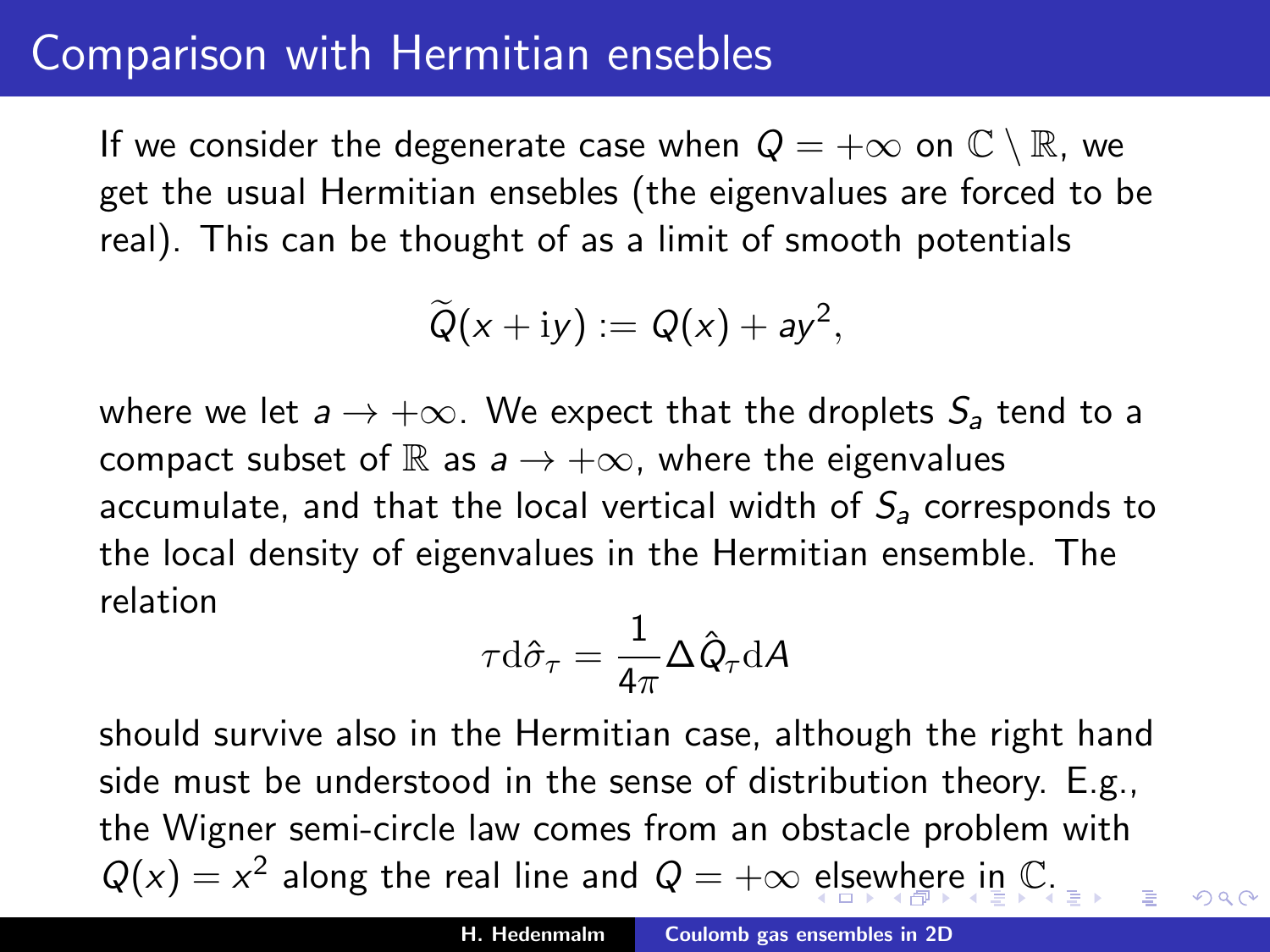# Comparison with Hermitian ensebles

If we consider the degenerate case when $Q = +\infty$ on $\mathbb{C} \setminus \mathbb{R}$, we get the usual Hermitian ensebles (the eigenvalues are forced to be real). This can be thought of as a limit of smooth potentials

$$\widetilde{Q}(x + \mathrm{i}y) := Q(x) + ay^2,$$

where we let $a \to +\infty$. We expect that the droplets $S_a$ tend to a compact subset of $\mathbb{R}$ as $a \to +\infty$, where the eigenvalues accumulate, and that the local vertical width of $S_a$ corresponds to the local density of eigenvalues in the Hermitian ensemble. The relation

$$\tau \mathrm{d}\hat{\sigma}_\tau = \frac{1}{4\pi} \Delta \hat{Q}_\tau \mathrm{d}A$$

should survive also in the Hermitian case, although the right hand side must be understood in the sense of distribution theory. E.g., the Wigner semi-circle law comes from an obstacle problem with $Q(x) = x^2$ along the real line and $Q = +\infty$ elsewhere in $\mathbb{C}$.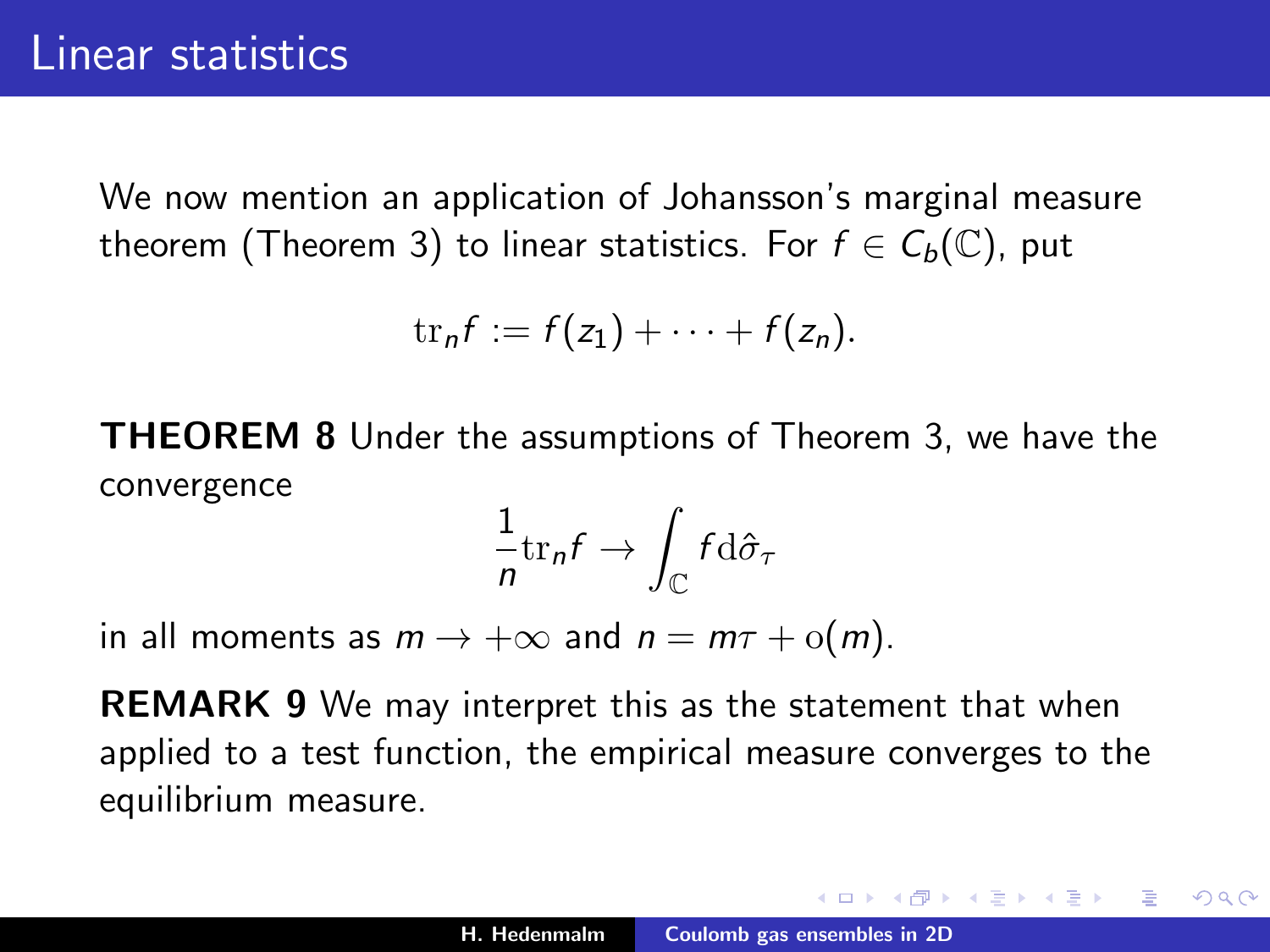# Linear statistics

We now mention an application of Johansson's marginal measure theorem (Theorem 3) to linear statistics. For $f \in C_b(\mathbb{C})$, put

$$\mathrm{tr}_n f := f(z_1) + \cdots + f(z_n).$$

**THEOREM 8** Under the assumptions of Theorem 3, we have the convergence

$$\frac{1}{n}\mathrm{tr}_n f \to \int_{\mathbb{C}} f \, \mathrm{d}\hat{\sigma}_\tau$$

in all moments as $m \to +\infty$ and $n = m\tau + \mathrm{o}(m)$.

**REMARK 9** We may interpret this as the statement that when applied to a test function, the empirical measure converges to the equilibrium measure.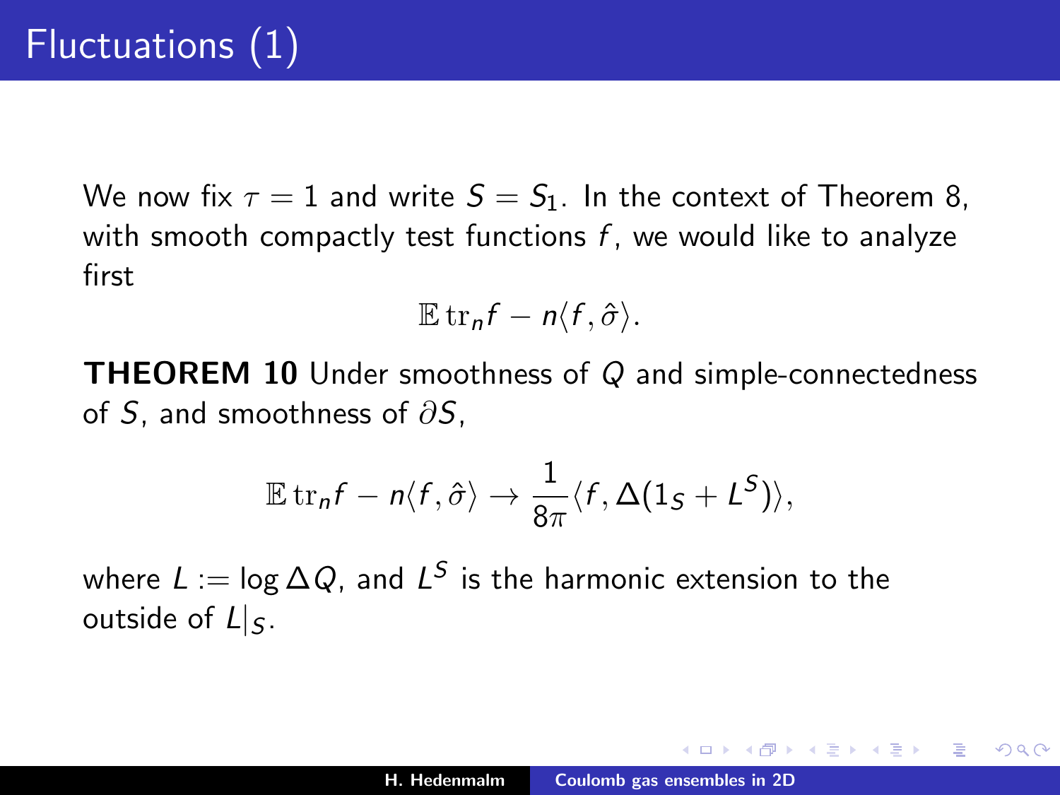# Fluctuations (1)

We now fix $\tau = 1$ and write $S = S_1$. In the context of Theorem 8, with smooth compactly test functions $f$, we would like to analyze first

$$\mathbb{E}\,\mathrm{tr}_n f - n\langle f, \hat{\sigma}\rangle.$$

**THEOREM 10** Under smoothness of $Q$ and simple-connectedness of $S$, and smoothness of $\partial S$,

$$\mathbb{E}\,\mathrm{tr}_n f - n\langle f, \hat{\sigma}\rangle \to \frac{1}{8\pi}\langle f, \Delta(1_S + L^S)\rangle,$$

where $L := \log \Delta Q$, and $L^S$ is the harmonic extension to the outside of $L|_S$.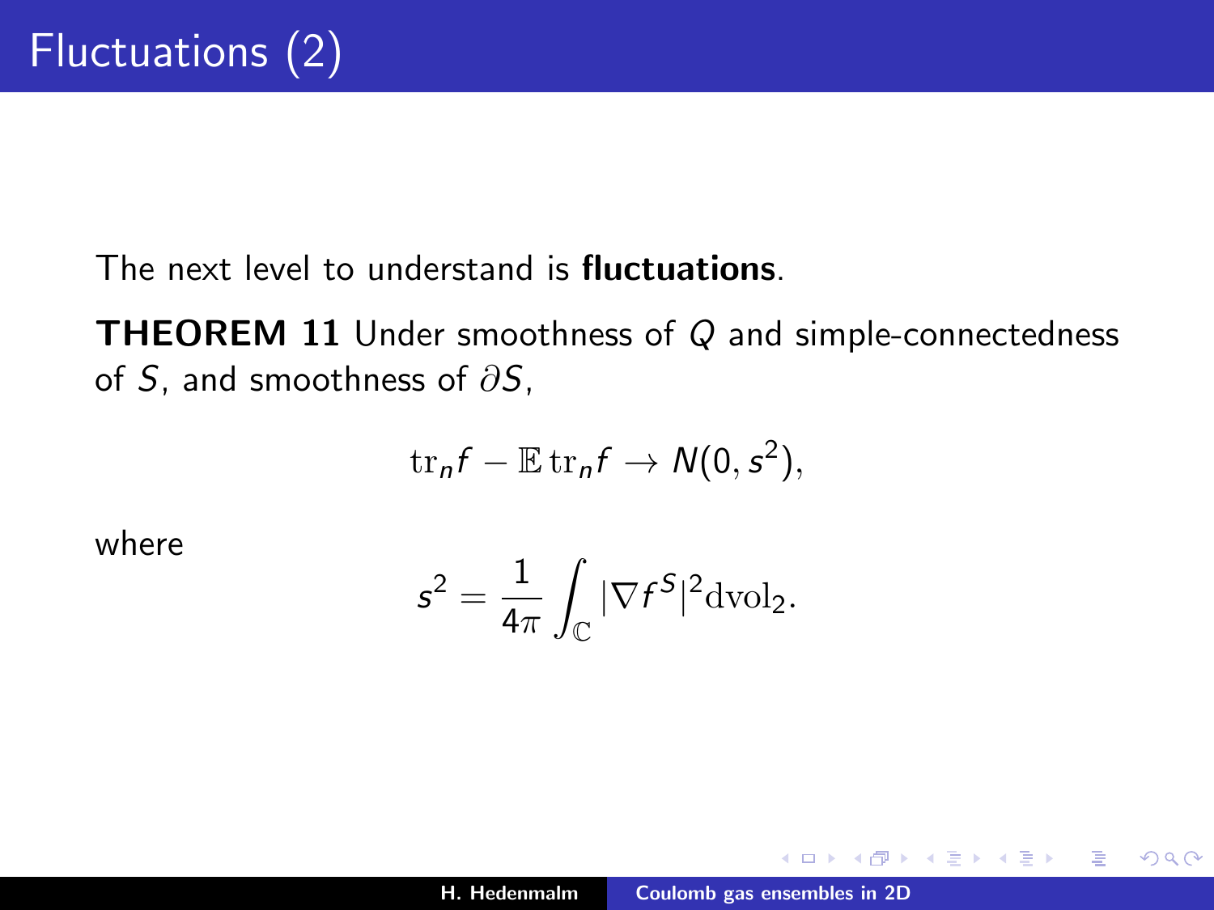# Fluctuations (2)

The next level to understand is **fluctuations**.

**THEOREM 11** Under smoothness of $Q$ and simple-connectedness of $S$, and smoothness of $\partial S$,

$$\mathrm{tr}_n f - \mathbb{E}\,\mathrm{tr}_n f \to N(0, s^2),$$

where

$$s^2 = \frac{1}{4\pi} \int_{\mathbb{C}} |\nabla f^S|^2 \mathrm{dvol}_2.$$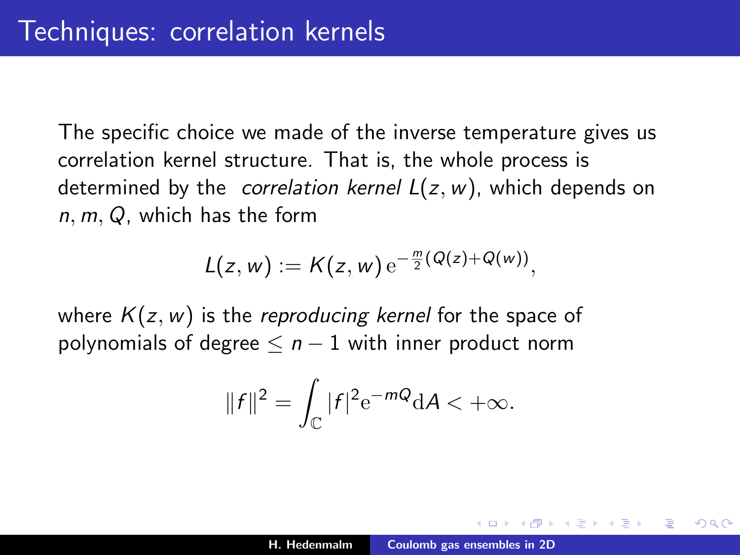# Techniques: correlation kernels

The specific choice we made of the inverse temperature gives us correlation kernel structure. That is, the whole process is determined by the *correlation kernel* $L(z, w)$, which depends on $n, m, Q$, which has the form

$$L(z, w) := K(z, w)\, \mathrm{e}^{-\frac{m}{2}(Q(z)+Q(w))},$$

where $K(z, w)$ is the *reproducing kernel* for the space of polynomials of degree $\leq n - 1$ with inner product norm

$$\|f\|^2 = \int_{\mathbb{C}} |f|^2 \mathrm{e}^{-mQ} \mathrm{d}A < +\infty.$$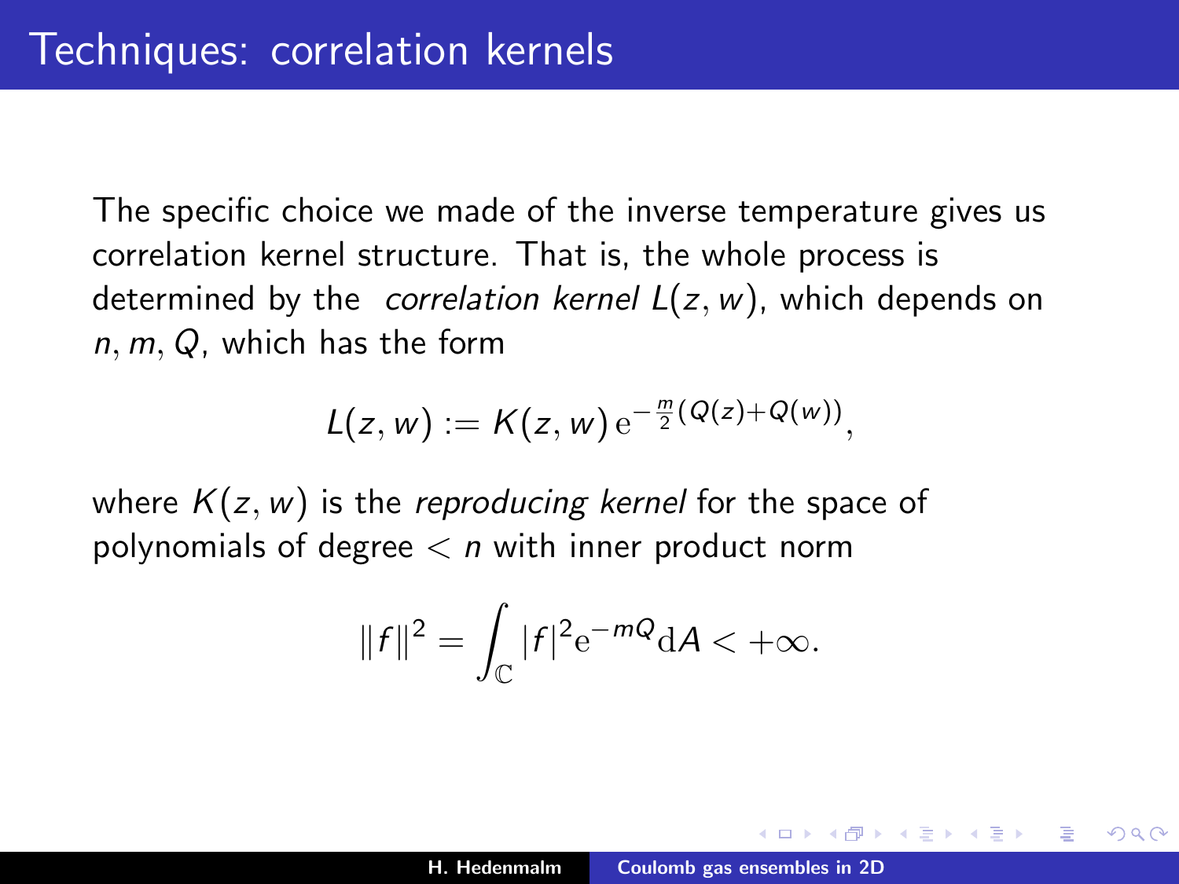# Techniques: correlation kernels

The specific choice we made of the inverse temperature gives us correlation kernel structure. That is, the whole process is determined by the *correlation kernel* $L(z,w)$, which depends on $n, m, Q$, which has the form

$$L(z,w) := K(z,w)\,\mathrm{e}^{-\frac{m}{2}(Q(z)+Q(w))},$$

where $K(z,w)$ is the *reproducing kernel* for the space of polynomials of degree $< n$ with inner product norm

$$\|f\|^2 = \int_{\mathbb{C}} |f|^2 \mathrm{e}^{-mQ} \mathrm{d}A < +\infty.$$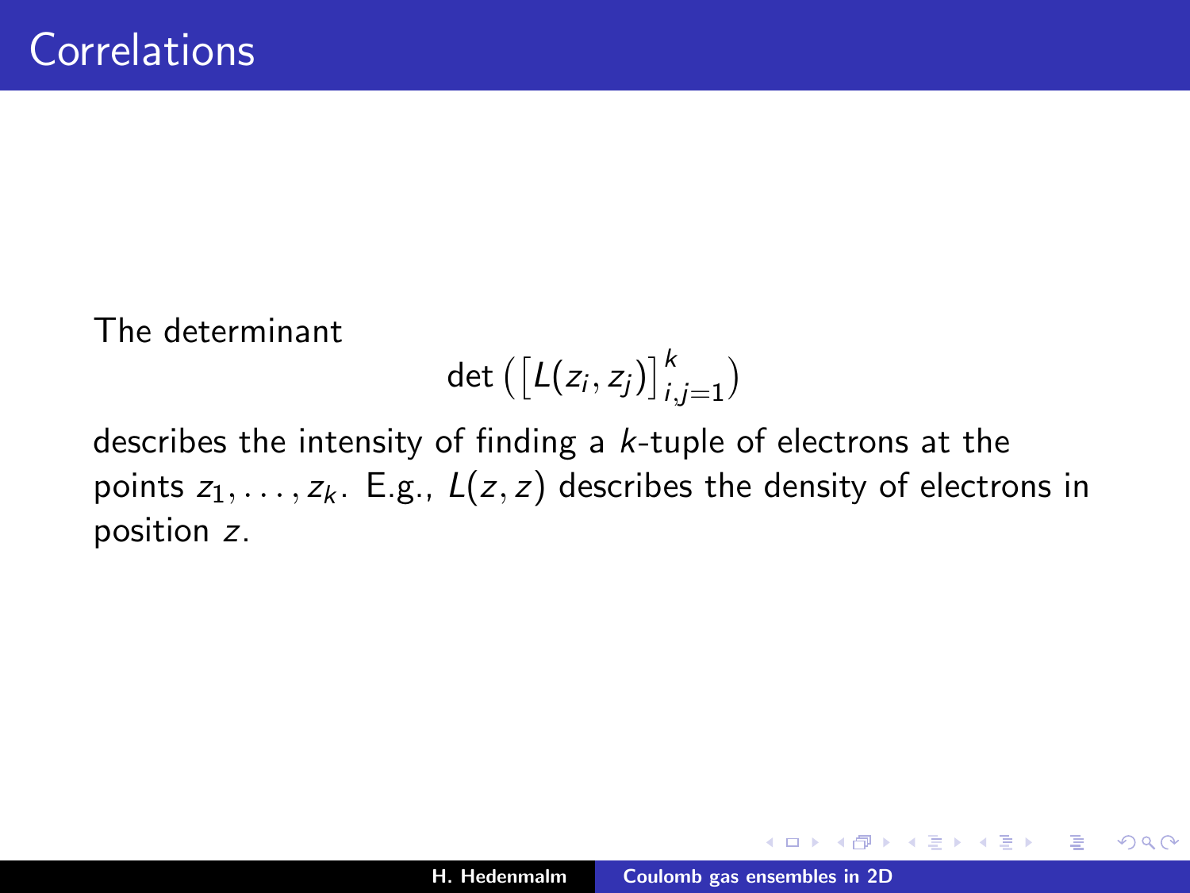# Correlations

The determinant

$$\det\left(\left[L(z_i, z_j)\right]_{i,j=1}^{k}\right)$$

describes the intensity of finding a $k$-tuple of electrons at the points $z_1, \ldots, z_k$. E.g., $L(z, z)$ describes the density of electrons in position $z$.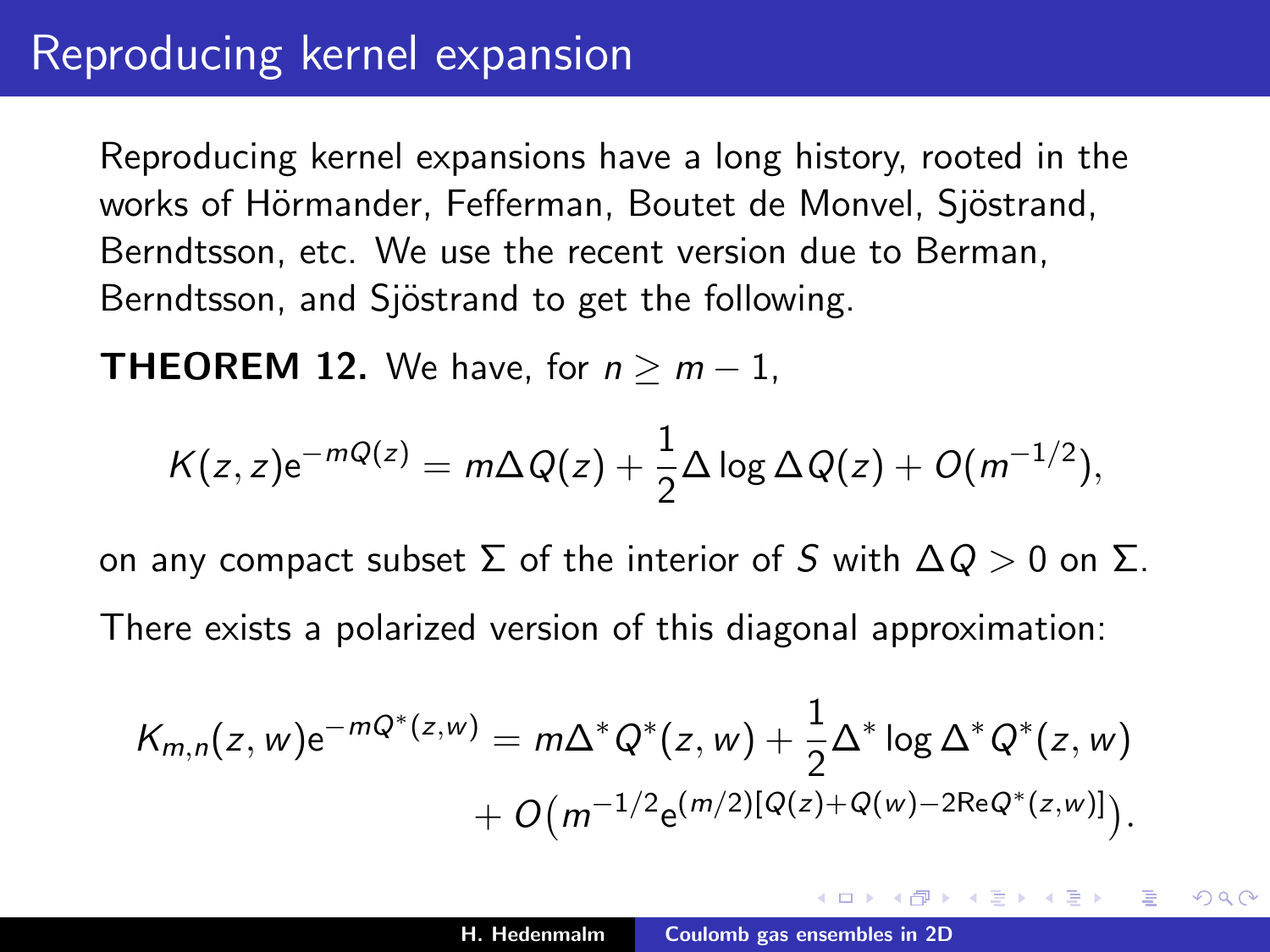# Reproducing kernel expansion

Reproducing kernel expansions have a long history, rooted in the works of Hörmander, Fefferman, Boutet de Monvel, Sjöstrand, Berndtsson, etc. We use the recent version due to Berman, Berndtsson, and Sjöstrand to get the following.

**THEOREM 12.** We have, for $n \geq m-1$,

$$K(z,z)\mathrm{e}^{-mQ(z)} = m\Delta Q(z) + \frac{1}{2}\Delta \log \Delta Q(z) + O(m^{-1/2}),$$

on any compact subset $\Sigma$ of the interior of $S$ with $\Delta Q > 0$ on $\Sigma$.

There exists a polarized version of this diagonal approximation:

$$K_{m,n}(z,w)\mathrm{e}^{-mQ^*(z,w)} = m\Delta^* Q^*(z,w) + \frac{1}{2}\Delta^* \log \Delta^* Q^*(z,w) + O\big(m^{-1/2}\mathrm{e}^{(m/2)[Q(z)+Q(w)-2\mathrm{Re}\,Q^*(z,w)]}\big).$$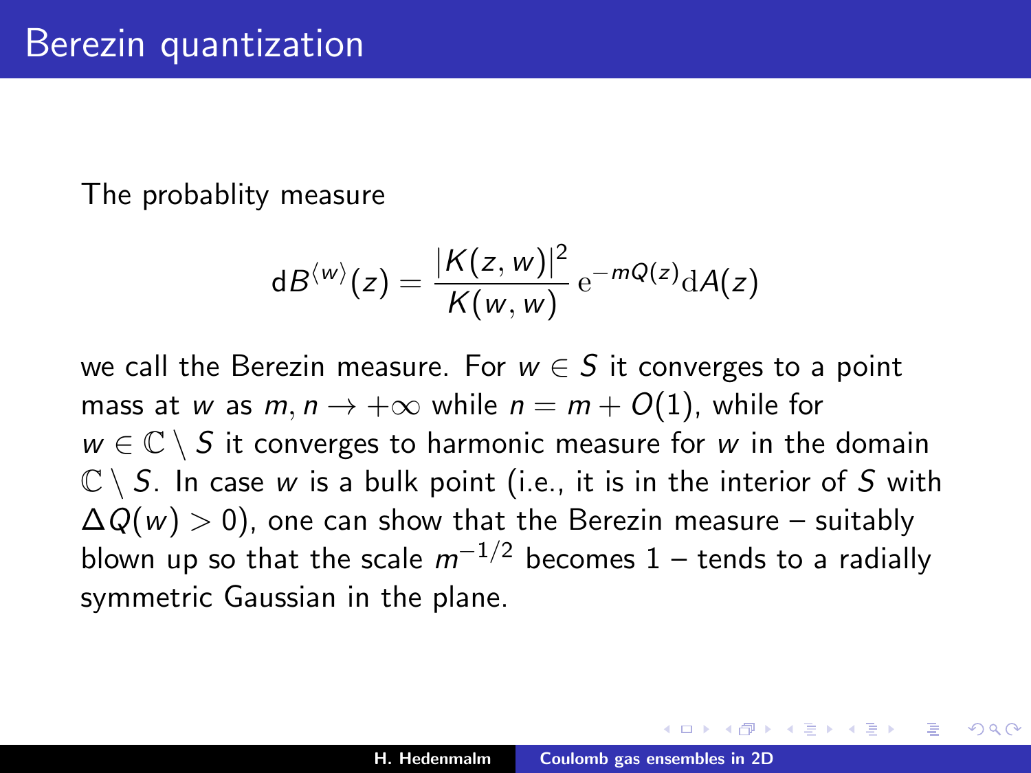# Berezin quantization

The probablity measure

$$\mathrm{d}B^{\langle w\rangle}(z) = \frac{|K(z,w)|^2}{K(w,w)}\,\mathrm{e}^{-mQ(z)}\mathrm{d}A(z)$$

we call the Berezin measure. For $w \in S$ it converges to a point mass at $w$ as $m, n \to +\infty$ while $n = m + O(1)$, while for $w \in \mathbb{C} \setminus S$ it converges to harmonic measure for $w$ in the domain $\mathbb{C} \setminus S$. In case $w$ is a bulk point (i.e., it is in the interior of $S$ with $\Delta Q(w) > 0$), one can show that the Berezin measure – suitably blown up so that the scale $m^{-1/2}$ becomes 1 – tends to a radially symmetric Gaussian in the plane.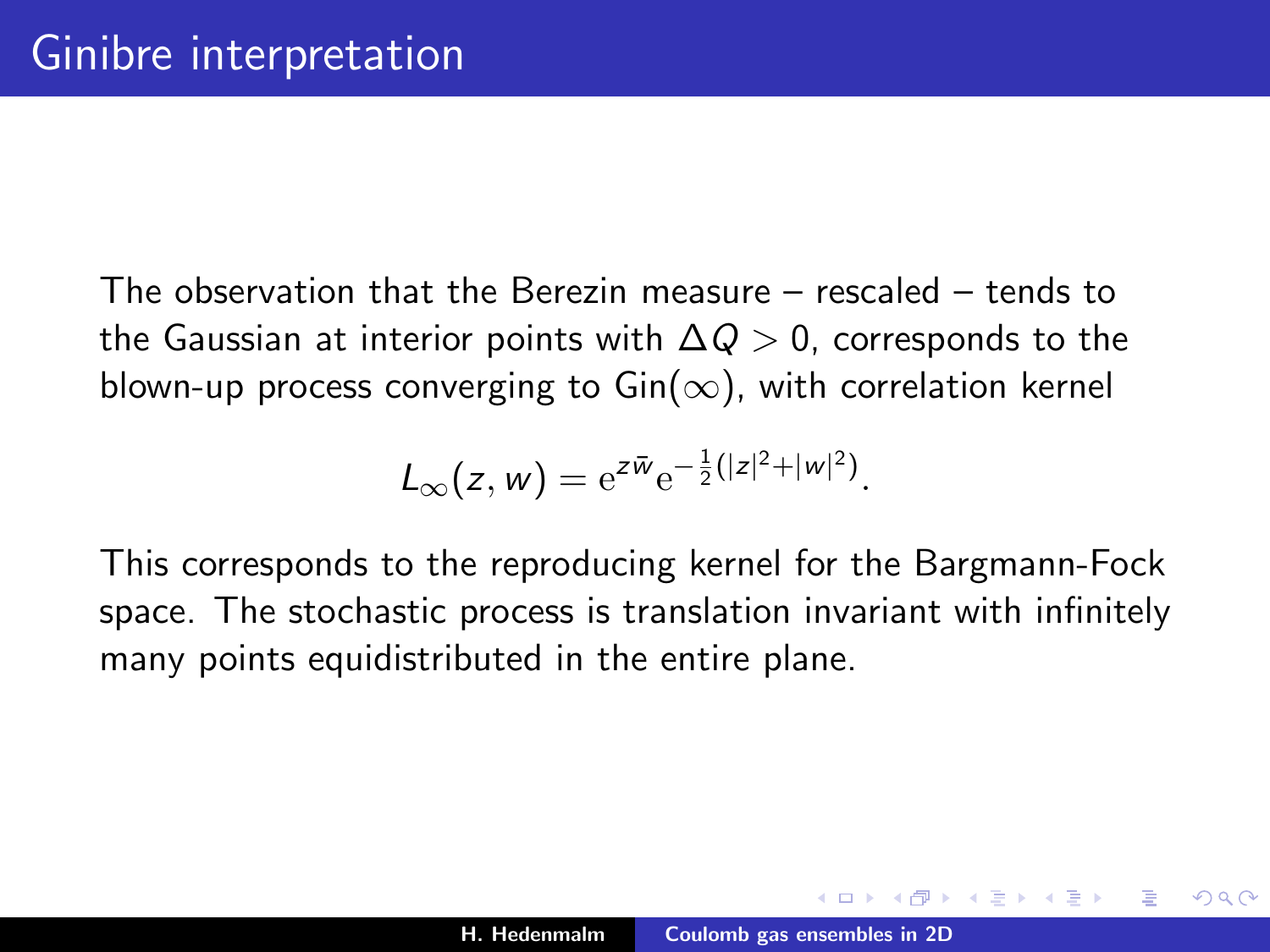# Ginibre interpretation

The observation that the Berezin measure – rescaled – tends to the Gaussian at interior points with $\Delta Q > 0$, corresponds to the blown-up process converging to $\mathrm{Gin}(\infty)$, with correlation kernel

$$L_\infty(z, w) = \mathrm{e}^{z\bar{w}}\mathrm{e}^{-\frac{1}{2}(|z|^2+|w|^2)}.$$

This corresponds to the reproducing kernel for the Bargmann-Fock space. The stochastic process is translation invariant with infinitely many points equidistributed in the entire plane.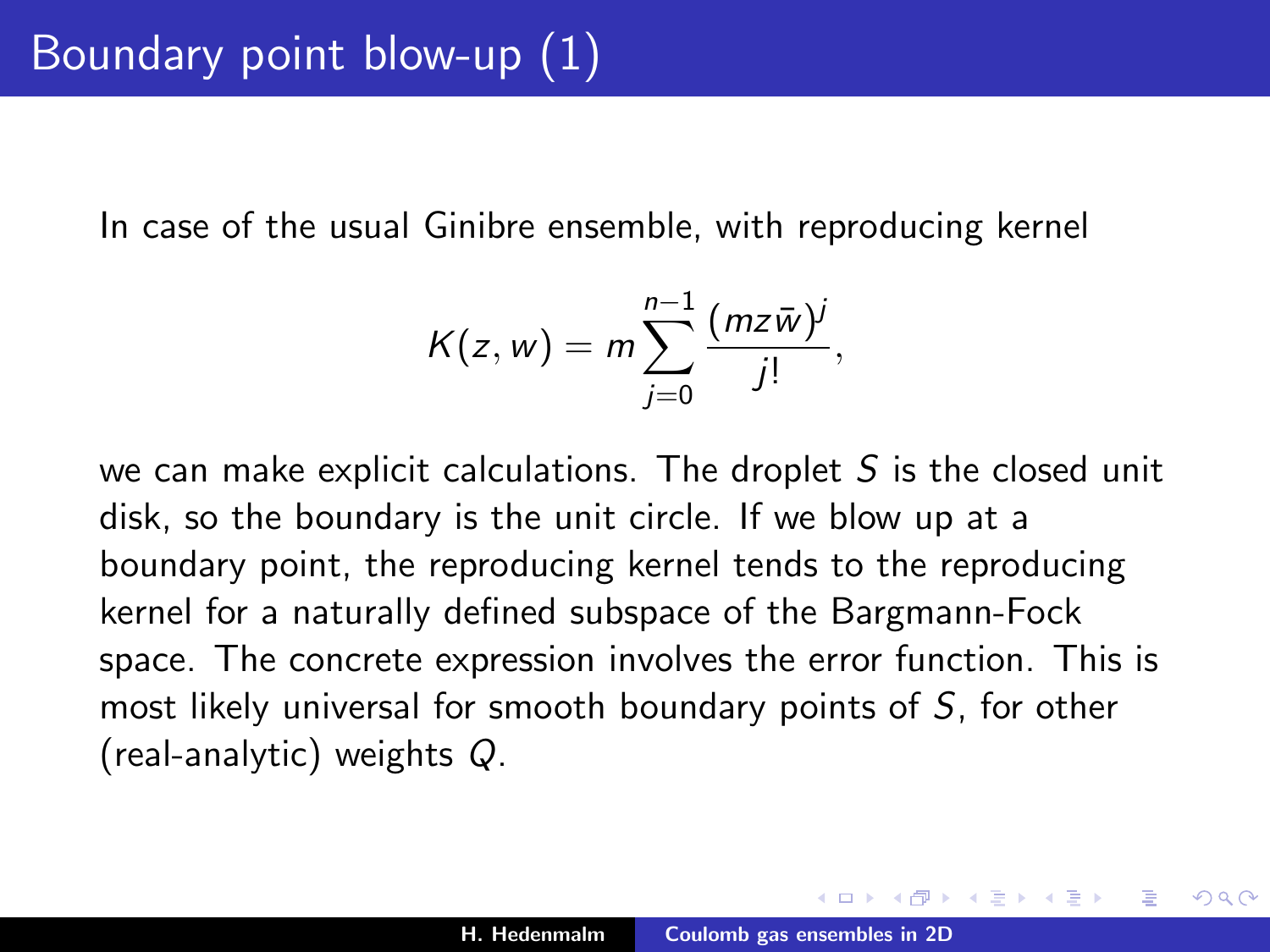# Boundary point blow-up (1)

In case of the usual Ginibre ensemble, with reproducing kernel

$$K(z,w) = m \sum_{j=0}^{n-1} \frac{(mz\bar{w})^j}{j!},$$

we can make explicit calculations. The droplet $S$ is the closed unit disk, so the boundary is the unit circle. If we blow up at a boundary point, the reproducing kernel tends to the reproducing kernel for a naturally defined subspace of the Bargmann-Fock space. The concrete expression involves the error function. This is most likely universal for smooth boundary points of $S$, for other (real-analytic) weights $Q$.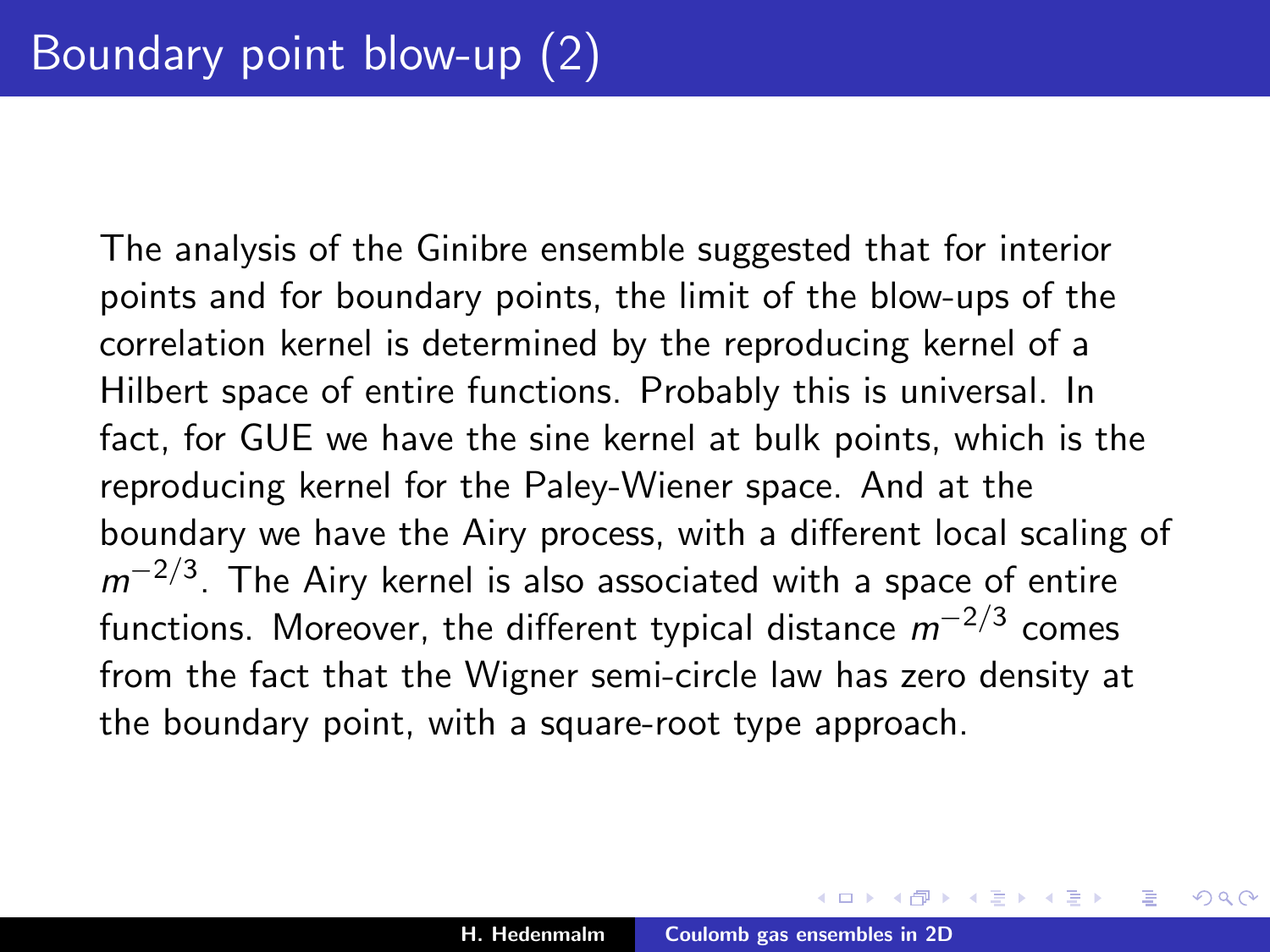# Boundary point blow-up (2)

The analysis of the Ginibre ensemble suggested that for interior points and for boundary points, the limit of the blow-ups of the correlation kernel is determined by the reproducing kernel of a Hilbert space of entire functions. Probably this is universal. In fact, for GUE we have the sine kernel at bulk points, which is the reproducing kernel for the Paley-Wiener space. And at the boundary we have the Airy process, with a different local scaling of $m^{-2/3}$. The Airy kernel is also associated with a space of entire functions. Moreover, the different typical distance $m^{-2/3}$ comes from the fact that the Wigner semi-circle law has zero density at the boundary point, with a square-root type approach.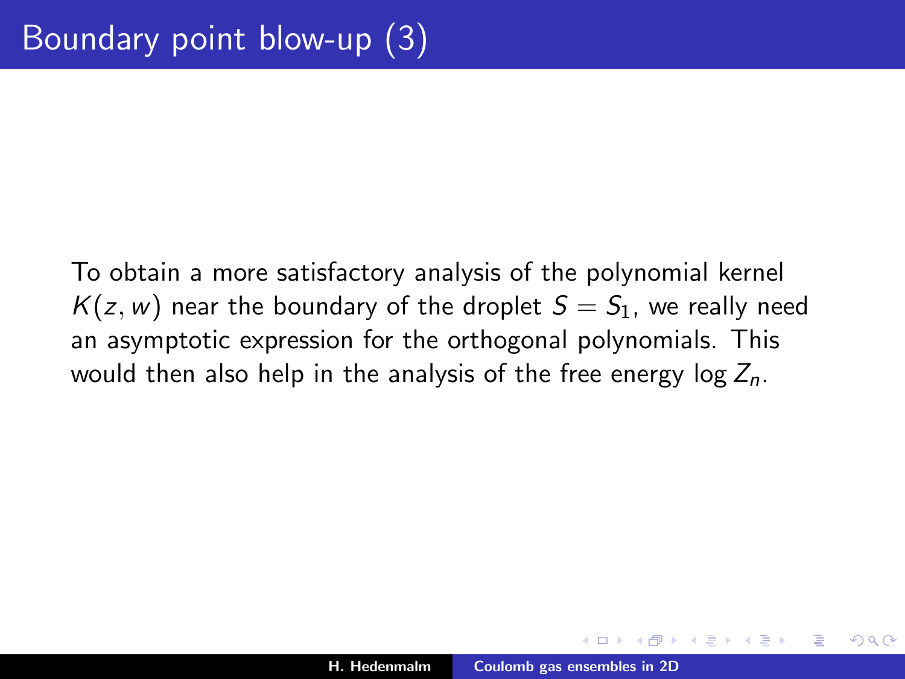# Boundary point blow-up (3)

To obtain a more satisfactory analysis of the polynomial kernel $K(z, w)$ near the boundary of the droplet $S = S_1$, we really need an asymptotic expression for the orthogonal polynomials. This would then also help in the analysis of the free energy $\log Z_n$.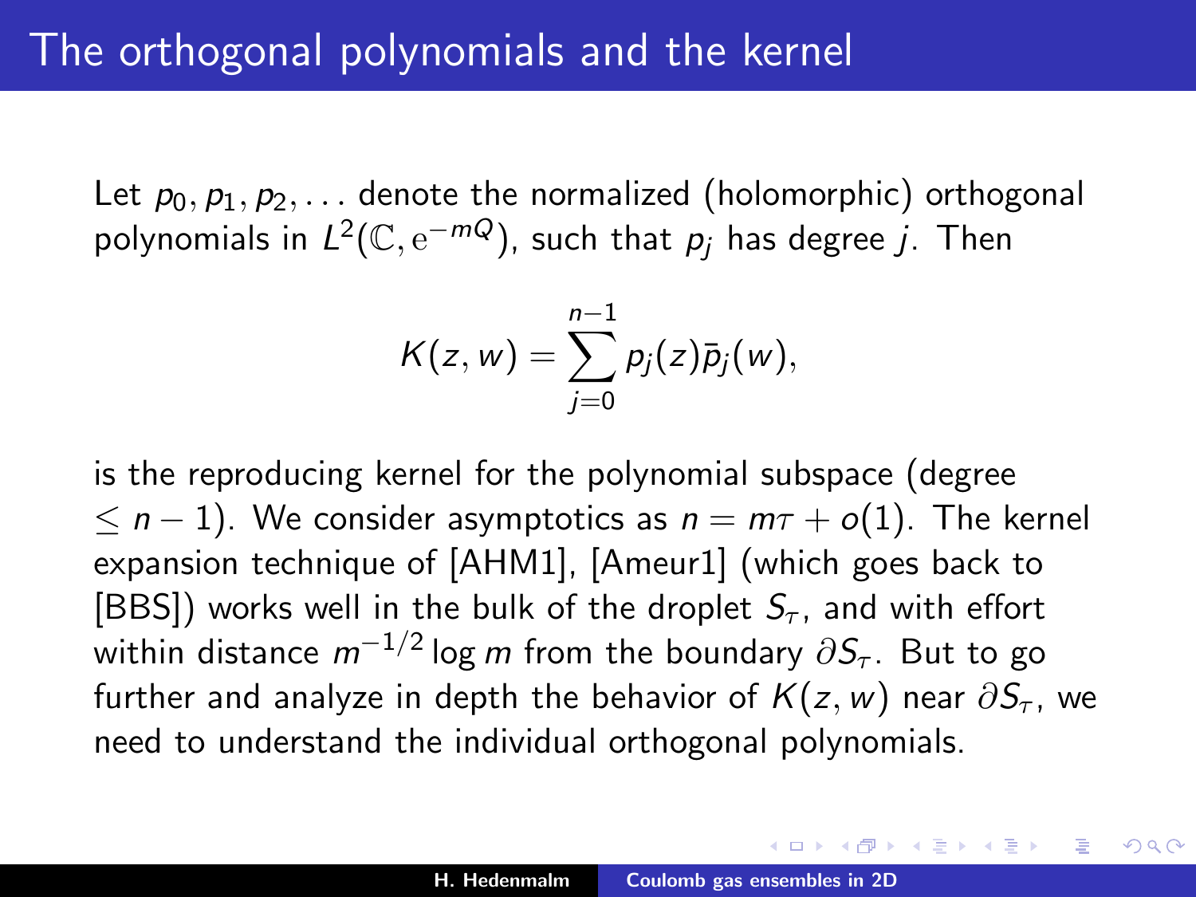# The orthogonal polynomials and the kernel

Let $p_0, p_1, p_2, \ldots$ denote the normalized (holomorphic) orthogonal polynomials in $L^2(\mathbb{C}, \mathrm{e}^{-mQ})$, such that $p_j$ has degree $j$. Then

$$K(z,w) = \sum_{j=0}^{n-1} p_j(z)\bar{p}_j(w),$$

is the reproducing kernel for the polynomial subspace (degree $\leq n-1$). We consider asymptotics as $n = m\tau + o(1)$. The kernel expansion technique of [AHM1], [Ameur1] (which goes back to [BBS]) works well in the bulk of the droplet $S_\tau$, and with effort within distance $m^{-1/2}\log m$ from the boundary $\partial S_\tau$. But to go further and analyze in depth the behavior of $K(z,w)$ near $\partial S_\tau$, we need to understand the individual orthogonal polynomials.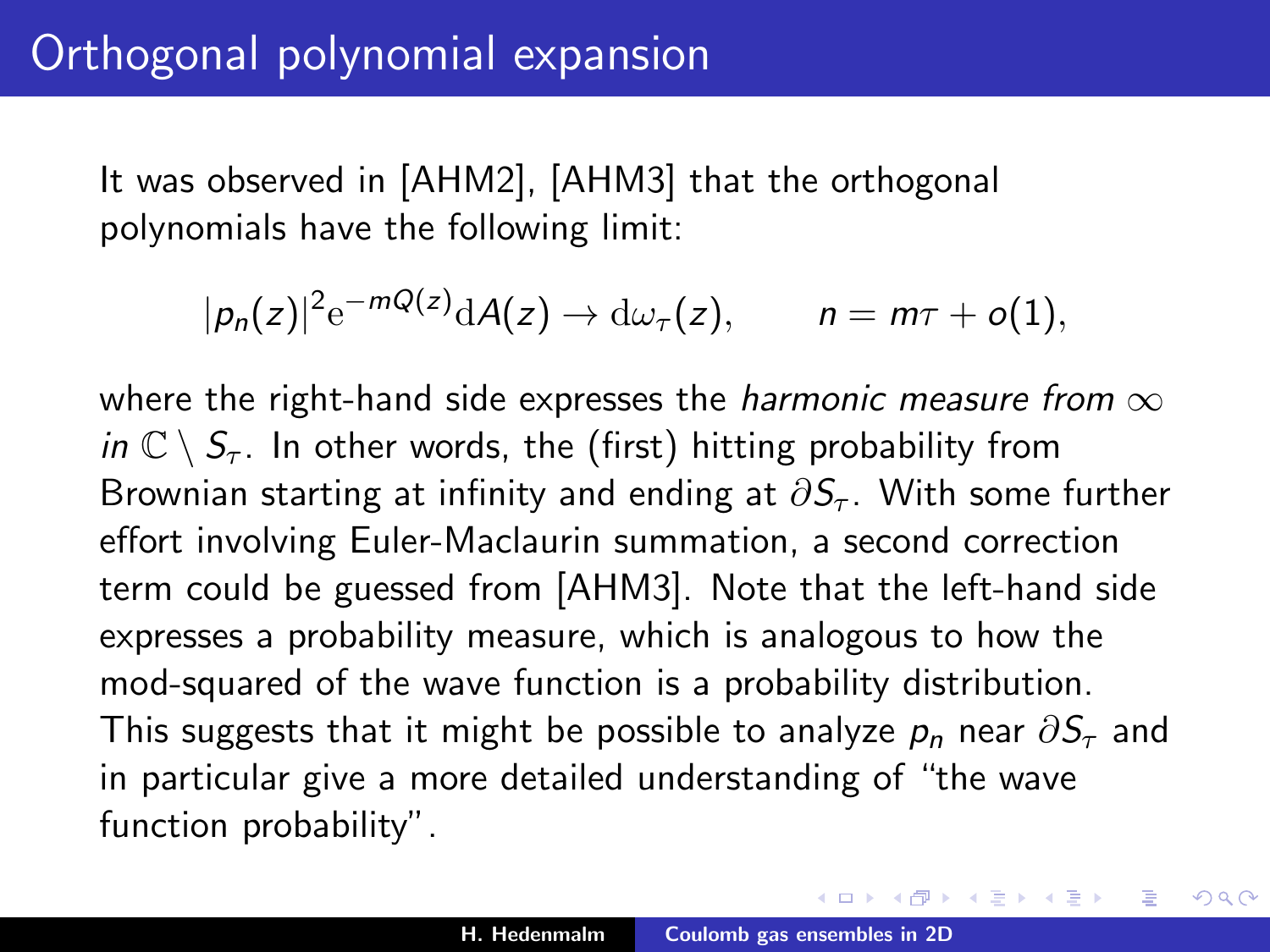# Orthogonal polynomial expansion

It was observed in [AHM2], [AHM3] that the orthogonal polynomials have the following limit:

$$|p_n(z)|^2 \mathrm{e}^{-mQ(z)} \mathrm{d}A(z) \to \mathrm{d}\omega_\tau(z), \qquad n = m\tau + o(1),$$

where the right-hand side expresses the *harmonic measure from* $\infty$ *in* $\mathbb{C} \setminus S_\tau$. In other words, the (first) hitting probability from Brownian starting at infinity and ending at $\partial S_\tau$. With some further effort involving Euler-Maclaurin summation, a second correction term could be guessed from [AHM3]. Note that the left-hand side expresses a probability measure, which is analogous to how the mod-squared of the wave function is a probability distribution. This suggests that it might be possible to analyze $p_n$ near $\partial S_\tau$ and in particular give a more detailed understanding of "the wave function probability".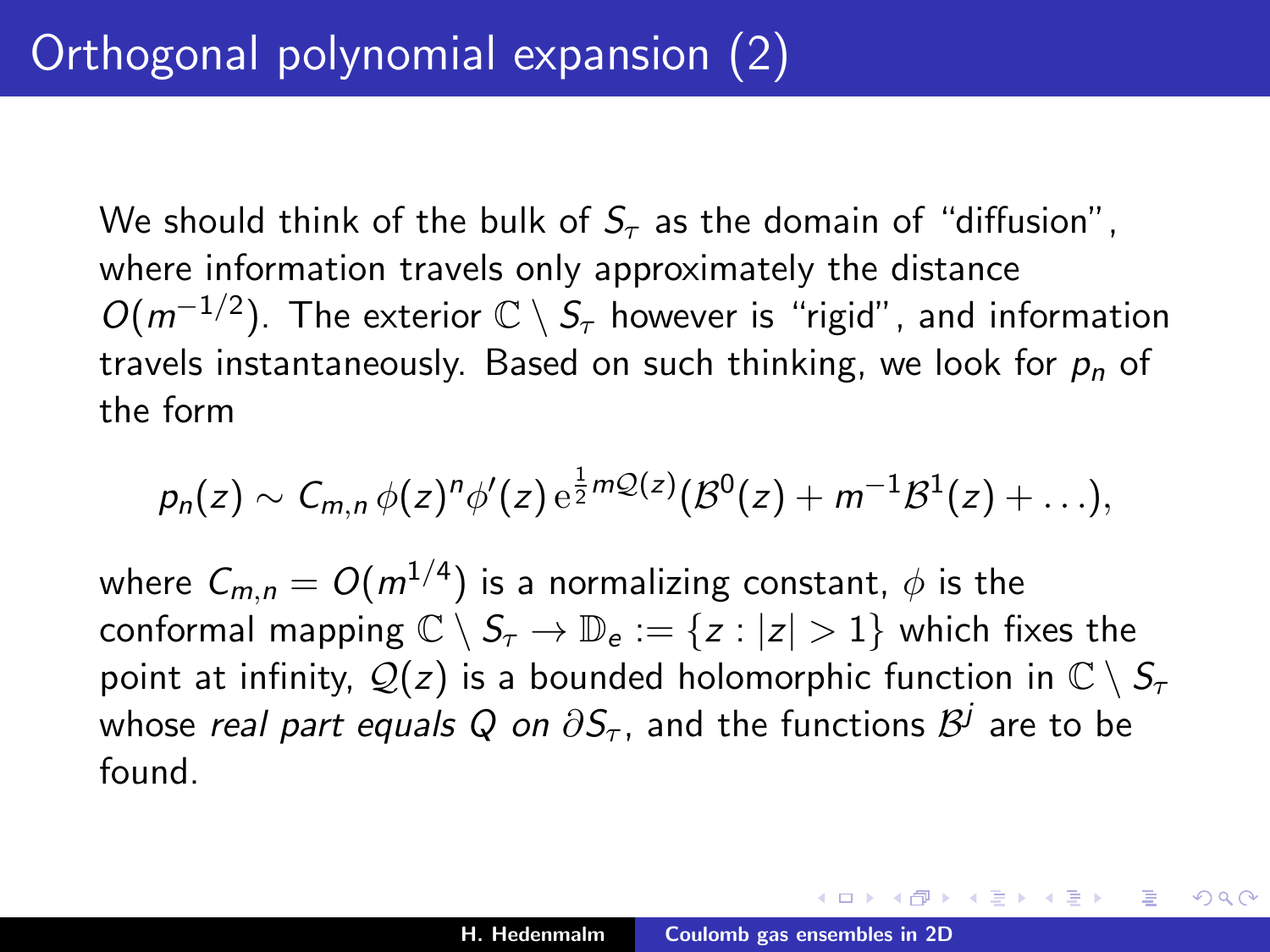# Orthogonal polynomial expansion (2)

We should think of the bulk of $S_\tau$ as the domain of "diffusion", where information travels only approximately the distance $O(m^{-1/2})$. The exterior $\mathbb{C} \setminus S_\tau$ however is "rigid", and information travels instantaneously. Based on such thinking, we look for $p_n$ of the form

$$p_n(z) \sim C_{m,n}\, \phi(z)^n \phi'(z)\, \mathrm{e}^{\frac{1}{2}m\mathcal{Q}(z)}(\mathcal{B}^0(z) + m^{-1}\mathcal{B}^1(z) + \ldots),$$

where $C_{m,n} = O(m^{1/4})$ is a normalizing constant, $\phi$ is the conformal mapping $\mathbb{C} \setminus S_\tau \to \mathbb{D}_e := \{z : |z| > 1\}$ which fixes the point at infinity, $\mathcal{Q}(z)$ is a bounded holomorphic function in $\mathbb{C} \setminus S_\tau$ whose *real part equals* $Q$ *on* $\partial S_\tau$, and the functions $\mathcal{B}^j$ are to be found.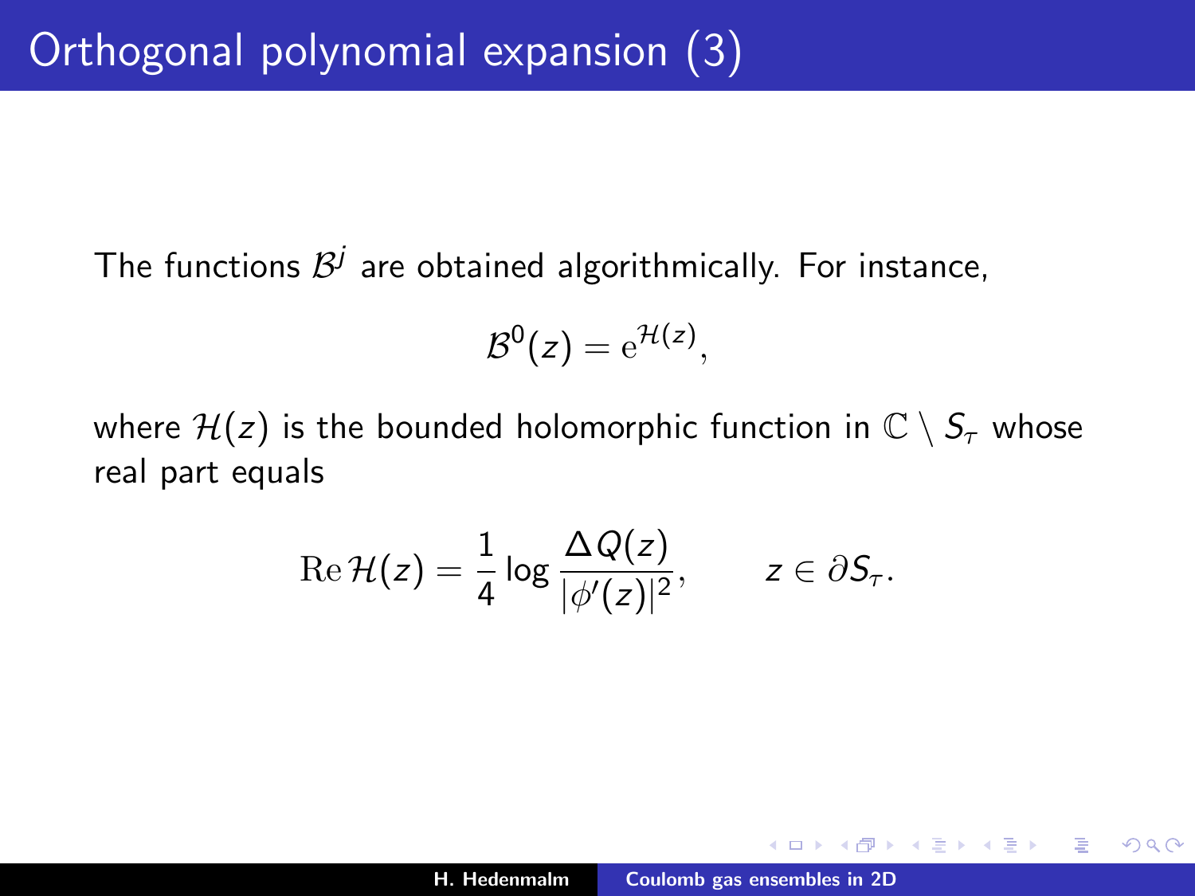# Orthogonal polynomial expansion (3)

The functions $\mathcal{B}^j$ are obtained algorithmically. For instance,

$$\mathcal{B}^0(z) = \mathrm{e}^{\mathcal{H}(z)},$$

where $\mathcal{H}(z)$ is the bounded holomorphic function in $\mathbb{C} \setminus S_\tau$ whose real part equals

$$\operatorname{Re} \mathcal{H}(z) = \frac{1}{4} \log \frac{\Delta Q(z)}{|\phi'(z)|^2}, \qquad z \in \partial S_\tau.$$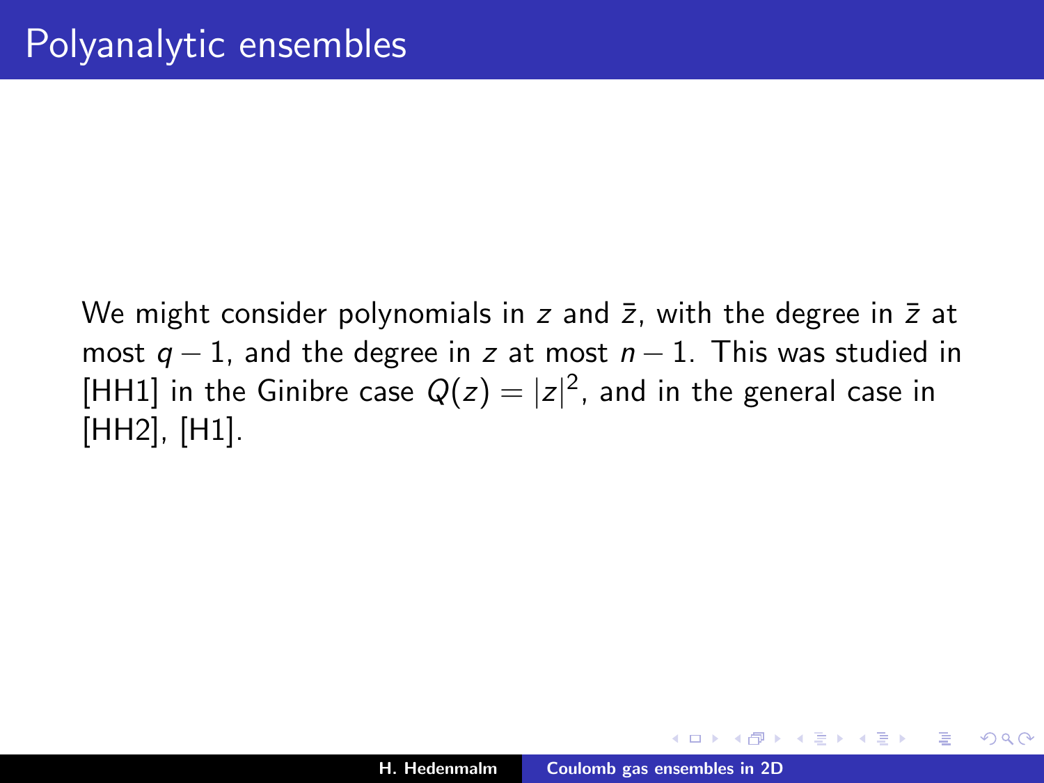# Polyanalytic ensembles

We might consider polynomials in $z$ and $\bar{z}$, with the degree in $\bar{z}$ at most $q-1$, and the degree in $z$ at most $n-1$. This was studied in [HH1] in the Ginibre case $Q(z) = |z|^2$, and in the general case in [HH2], [H1].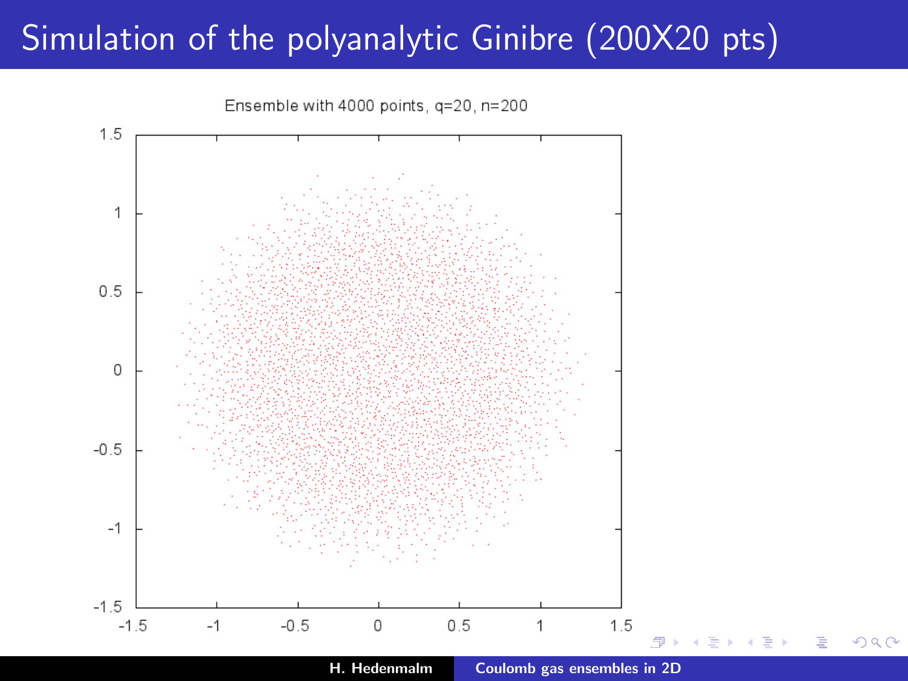# Simulation of the polyanalytic Ginibre (200X20 pts)

Ensemble with 4000 points, q=20, n=200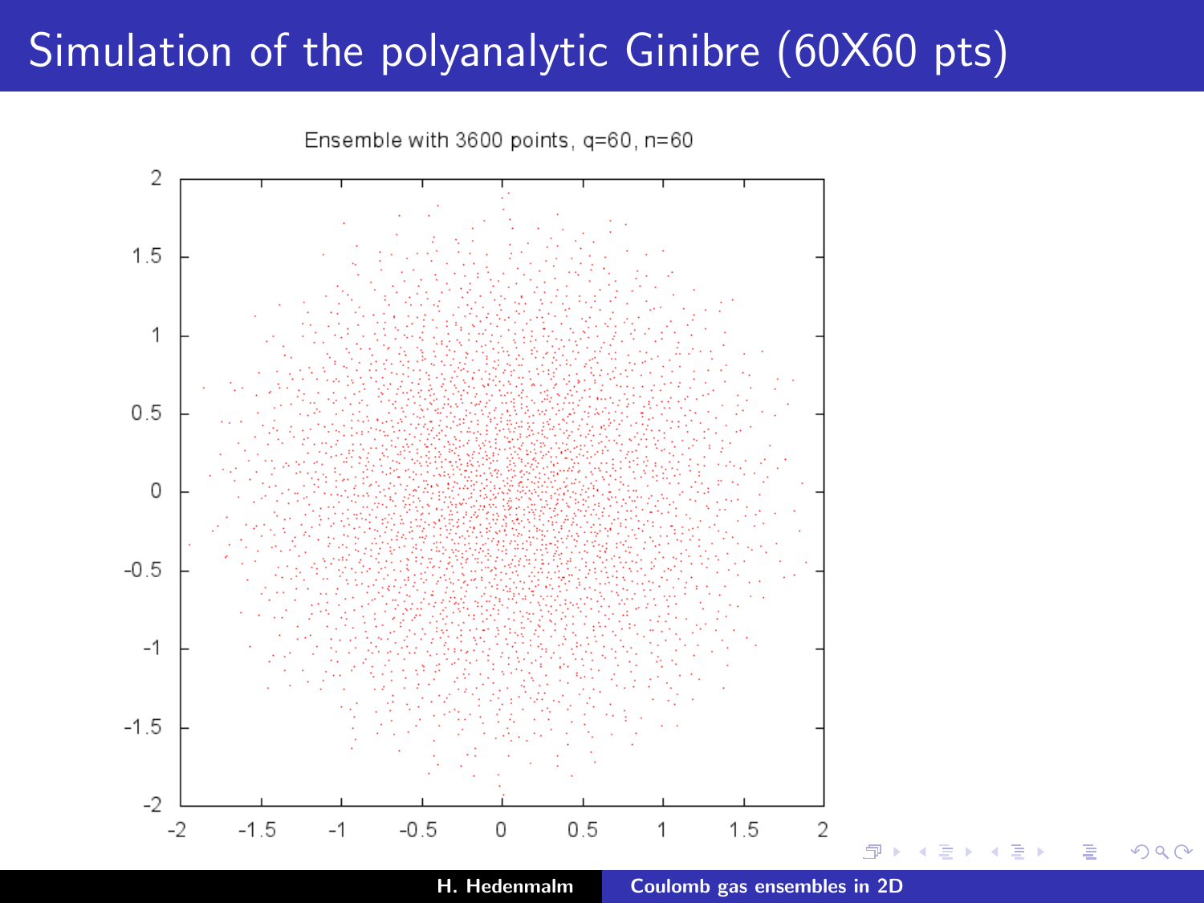# Simulation of the polyanalytic Ginibre (60X60 pts)

Ensemble with 3600 points, q=60, n=60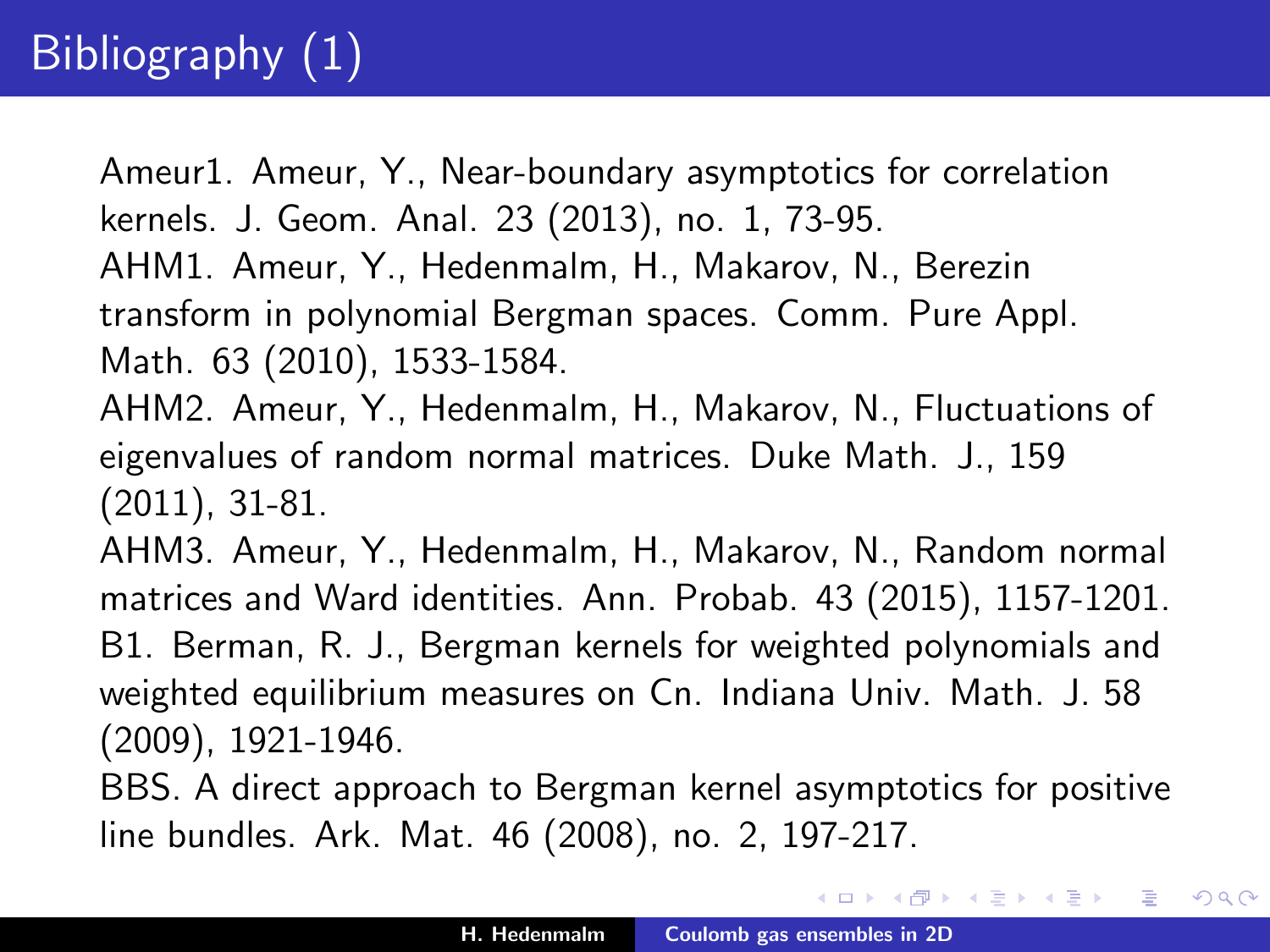# Bibliography (1)

Ameur1. Ameur, Y., Near-boundary asymptotics for correlation kernels. J. Geom. Anal. 23 (2013), no. 1, 73-95.
AHM1. Ameur, Y., Hedenmalm, H., Makarov, N., Berezin transform in polynomial Bergman spaces. Comm. Pure Appl. Math. 63 (2010), 1533-1584.
AHM2. Ameur, Y., Hedenmalm, H., Makarov, N., Fluctuations of eigenvalues of random normal matrices. Duke Math. J., 159 (2011), 31-81.
AHM3. Ameur, Y., Hedenmalm, H., Makarov, N., Random normal matrices and Ward identities. Ann. Probab. 43 (2015), 1157-1201.
B1. Berman, R. J., Bergman kernels for weighted polynomials and weighted equilibrium measures on Cn. Indiana Univ. Math. J. 58 (2009), 1921-1946.
BBS. A direct approach to Bergman kernel asymptotics for positive line bundles. Ark. Mat. 46 (2008), no. 2, 197-217.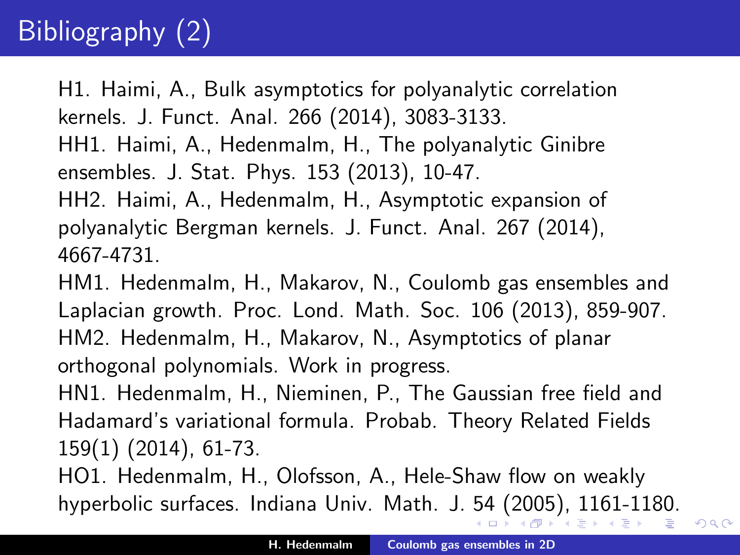# Bibliography (2)

H1. Haimi, A., Bulk asymptotics for polyanalytic correlation kernels. J. Funct. Anal. 266 (2014), 3083-3133.

HH1. Haimi, A., Hedenmalm, H., The polyanalytic Ginibre ensembles. J. Stat. Phys. 153 (2013), 10-47.

HH2. Haimi, A., Hedenmalm, H., Asymptotic expansion of polyanalytic Bergman kernels. J. Funct. Anal. 267 (2014), 4667-4731.

HM1. Hedenmalm, H., Makarov, N., Coulomb gas ensembles and Laplacian growth. Proc. Lond. Math. Soc. 106 (2013), 859-907.

HM2. Hedenmalm, H., Makarov, N., Asymptotics of planar orthogonal polynomials. Work in progress.

HN1. Hedenmalm, H., Nieminen, P., The Gaussian free field and Hadamard's variational formula. Probab. Theory Related Fields 159(1) (2014), 61-73.

HO1. Hedenmalm, H., Olofsson, A., Hele-Shaw flow on weakly hyperbolic surfaces. Indiana Univ. Math. J. 54 (2005), 1161-1180.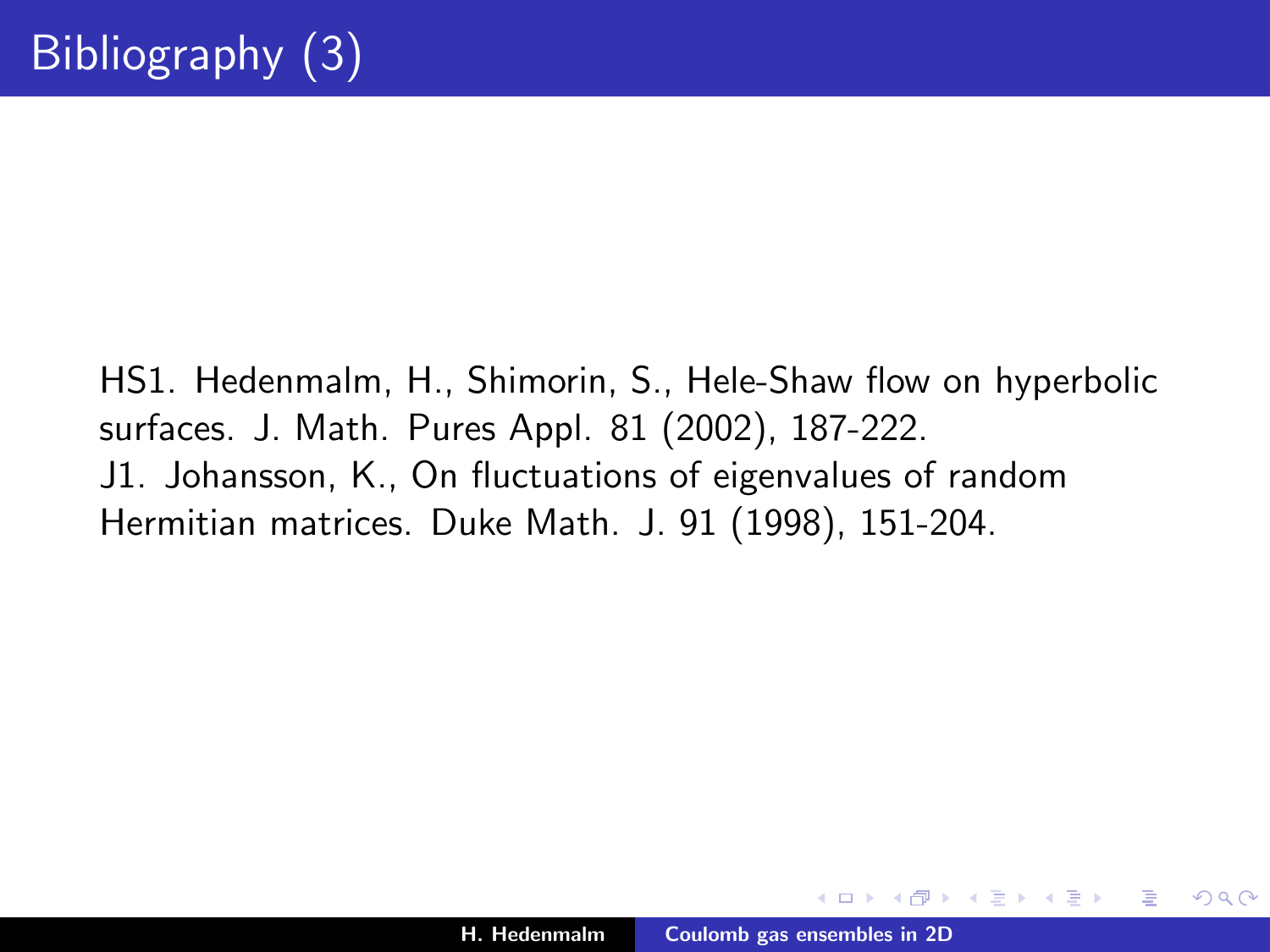# Bibliography (3)

HS1. Hedenmalm, H., Shimorin, S., Hele-Shaw flow on hyperbolic surfaces. J. Math. Pures Appl. 81 (2002), 187-222.
J1. Johansson, K., On fluctuations of eigenvalues of random Hermitian matrices. Duke Math. J. 91 (1998), 151-204.